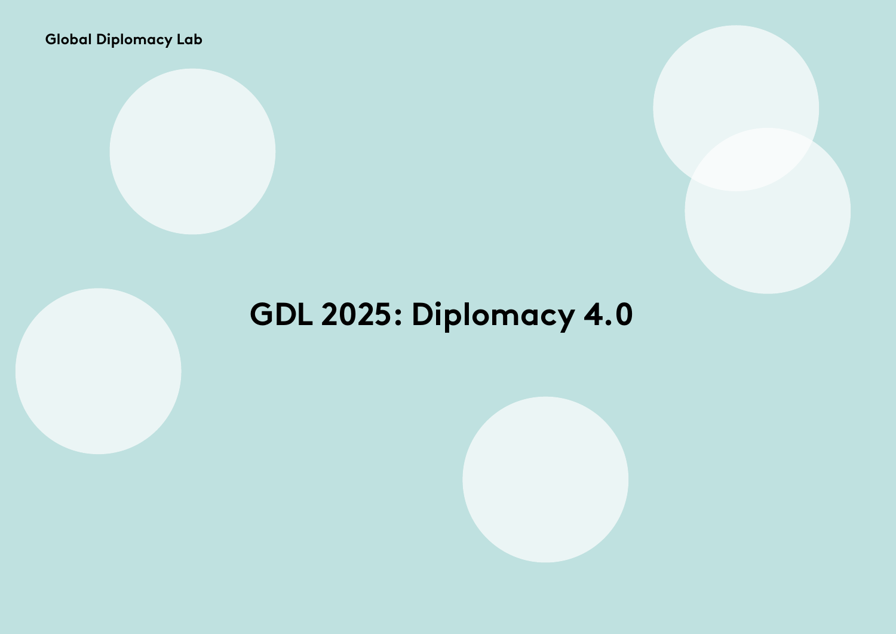Global Diplomacy Lab

# GDL 2025: Diplomacy 4.0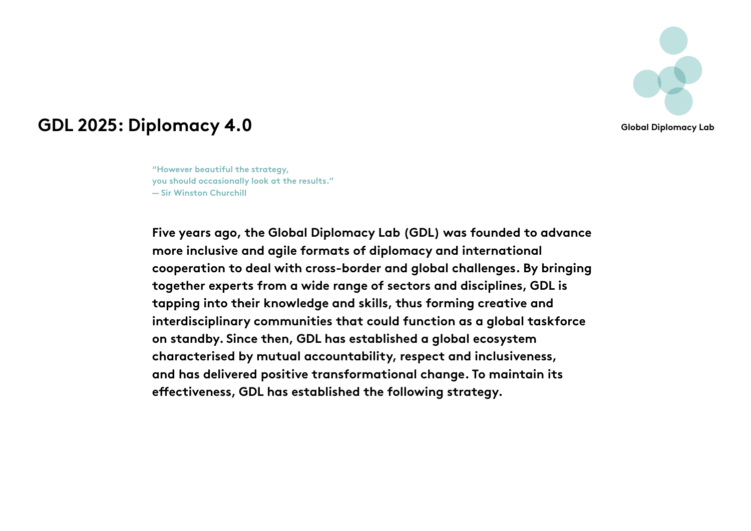# GDL 2025: Diplomacy 4.0

Global Diplomacy Lab

“However beautiful the strategy,
you should occasionally look at the results.”
— Sir Winston Churchill

**Five years ago, the Global Diplomacy Lab (GDL) was founded to advance more inclusive and agile formats of diplomacy and international cooperation to deal with cross-border and global challenges. By bringing together experts from a wide range of sectors and disciplines, GDL is tapping into their knowledge and skills, thus forming creative and interdisciplinary communities that could function as a global taskforce on standby. Since then, GDL has established a global ecosystem characterised by mutual accountability, respect and inclusiveness, and has delivered positive transformational change. To maintain its effectiveness, GDL has established the following strategy.**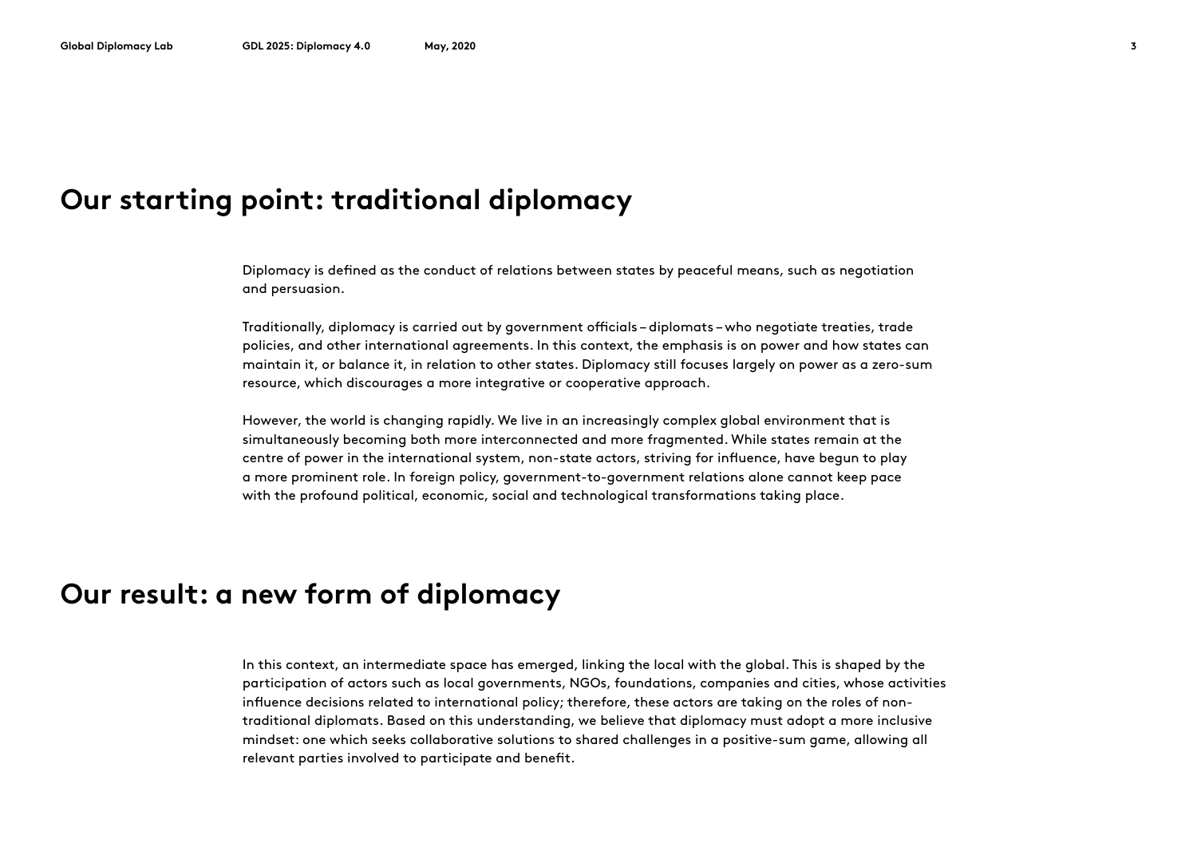## Our starting point: traditional diplomacy

Diplomacy is defined as the conduct of relations between states by peaceful means, such as negotiation and persuasion.

Traditionally, diplomacy is carried out by government officials – diplomats – who negotiate treaties, trade policies, and other international agreements. In this context, the emphasis is on power and how states can maintain it, or balance it, in relation to other states. Diplomacy still focuses largely on power as a zero-sum resource, which discourages a more integrative or cooperative approach.

However, the world is changing rapidly. We live in an increasingly complex global environment that is simultaneously becoming both more interconnected and more fragmented. While states remain at the centre of power in the international system, non-state actors, striving for influence, have begun to play a more prominent role. In foreign policy, government-to-government relations alone cannot keep pace with the profound political, economic, social and technological transformations taking place.

## Our result: a new form of diplomacy

In this context, an intermediate space has emerged, linking the local with the global. This is shaped by the participation of actors such as local governments, NGOs, foundations, companies and cities, whose activities influence decisions related to international policy; therefore, these actors are taking on the roles of non-traditional diplomats. Based on this understanding, we believe that diplomacy must adopt a more inclusive mindset: one which seeks collaborative solutions to shared challenges in a positive-sum game, allowing all relevant parties involved to participate and benefit.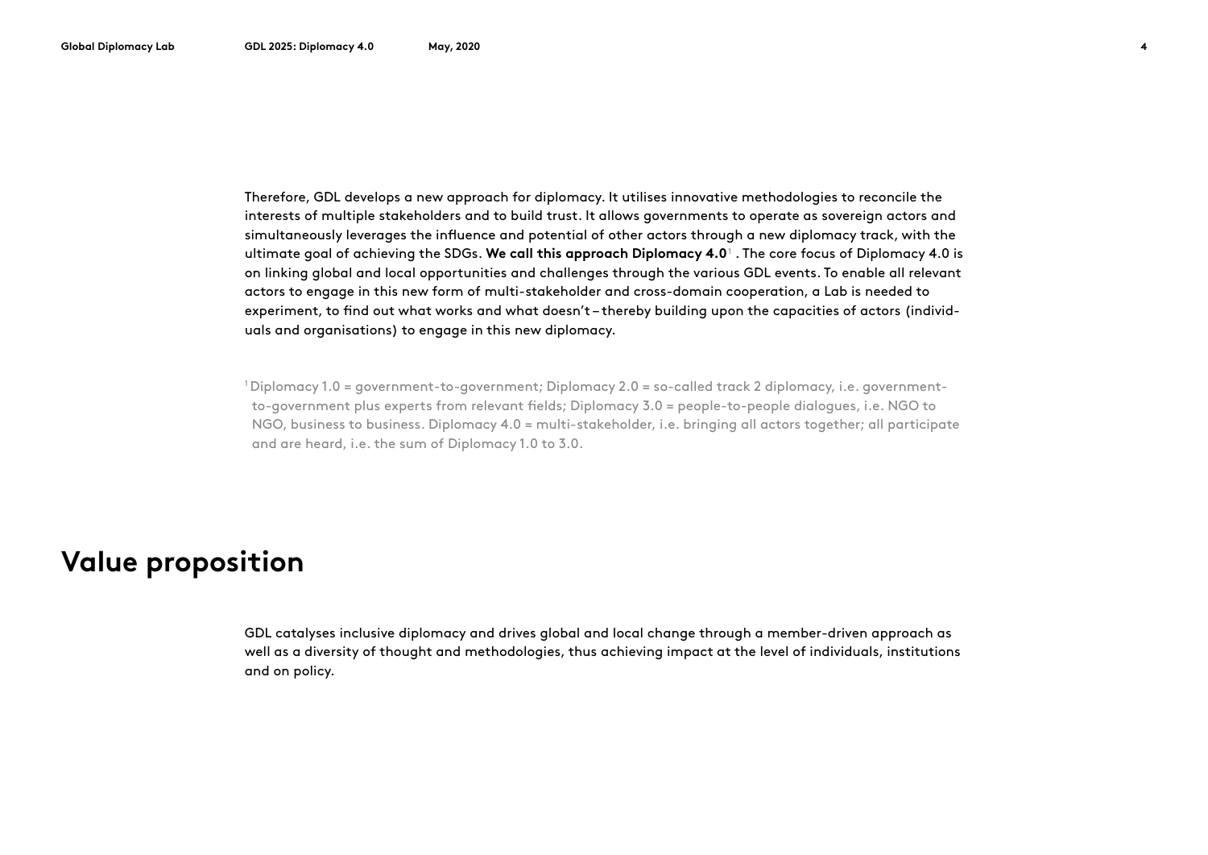Therefore, GDL develops a new approach for diplomacy. It utilises innovative methodologies to reconcile the interests of multiple stakeholders and to build trust. It allows governments to operate as sovereign actors and simultaneously leverages the influence and potential of other actors through a new diplomacy track, with the ultimate goal of achieving the SDGs. **We call this approach Diplomacy 4.0**[1] . The core focus of Diplomacy 4.0 is on linking global and local opportunities and challenges through the various GDL events. To enable all relevant actors to engage in this new form of multi-stakeholder and cross-domain cooperation, a Lab is needed to experiment, to find out what works and what doesn't – thereby building upon the capacities of actors (individuals and organisations) to engage in this new diplomacy.

[1] Diplomacy 1.0 = government-to-government; Diplomacy 2.0 = so-called track 2 diplomacy, i.e. government-to-government plus experts from relevant fields; Diplomacy 3.0 = people-to-people dialogues, i.e. NGO to NGO, business to business. Diplomacy 4.0 = multi-stakeholder, i.e. bringing all actors together; all participate and are heard, i.e. the sum of Diplomacy 1.0 to 3.0.

# Value proposition

GDL catalyses inclusive diplomacy and drives global and local change through a member-driven approach as well as a diversity of thought and methodologies, thus achieving impact at the level of individuals, institutions and on policy.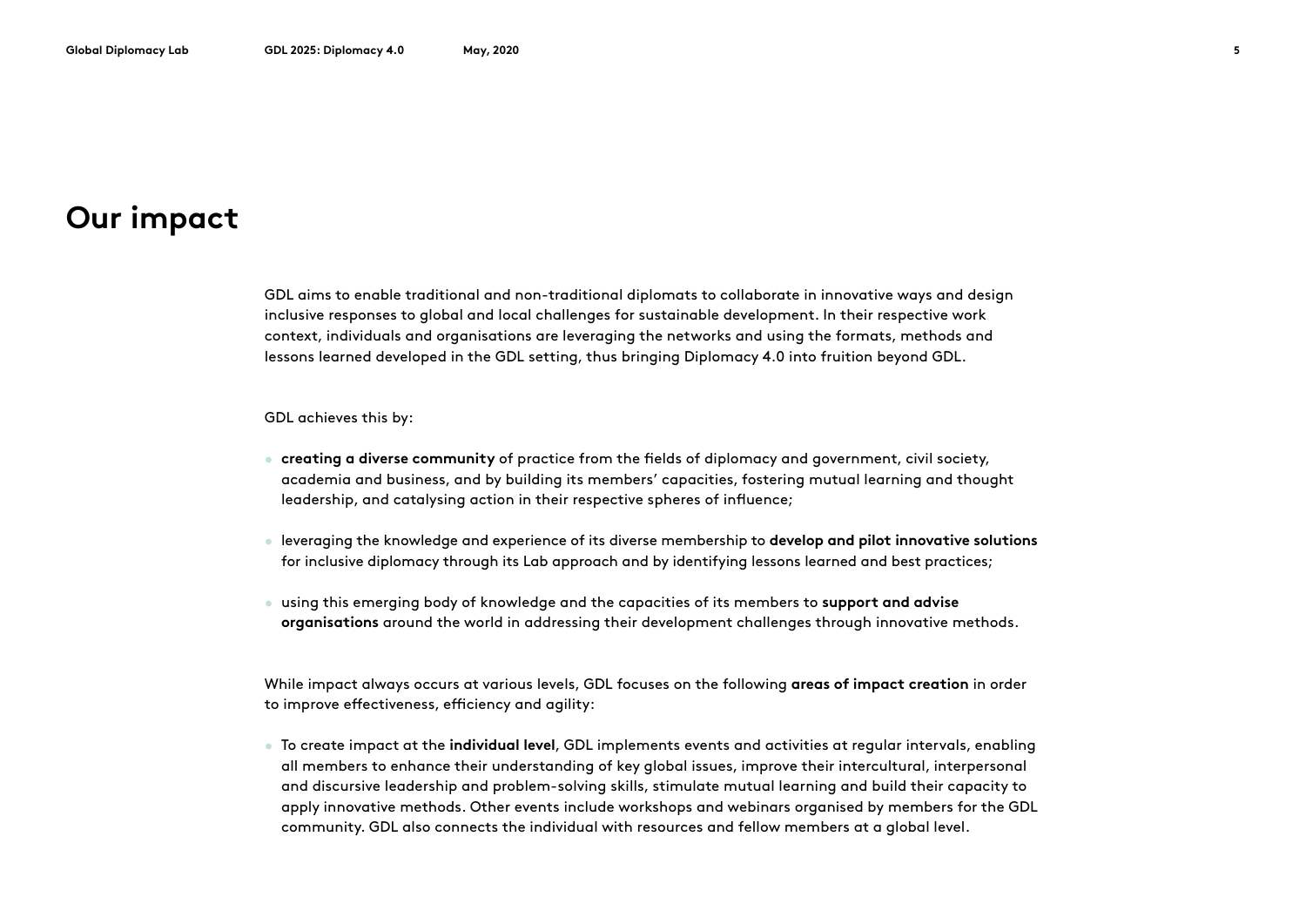# Our impact

GDL aims to enable traditional and non-traditional diplomats to collaborate in innovative ways and design inclusive responses to global and local challenges for sustainable development. In their respective work context, individuals and organisations are leveraging the networks and using the formats, methods and lessons learned developed in the GDL setting, thus bringing Diplomacy 4.0 into fruition beyond GDL.

GDL achieves this by:

- **creating a diverse community** of practice from the fields of diplomacy and government, civil society, academia and business, and by building its members' capacities, fostering mutual learning and thought leadership, and catalysing action in their respective spheres of influence;
- leveraging the knowledge and experience of its diverse membership to **develop and pilot innovative solutions** for inclusive diplomacy through its Lab approach and by identifying lessons learned and best practices;
- using this emerging body of knowledge and the capacities of its members to **support and advise organisations** around the world in addressing their development challenges through innovative methods.

While impact always occurs at various levels, GDL focuses on the following **areas of impact creation** in order to improve effectiveness, efficiency and agility:

- To create impact at the **individual level**, GDL implements events and activities at regular intervals, enabling all members to enhance their understanding of key global issues, improve their intercultural, interpersonal and discursive leadership and problem-solving skills, stimulate mutual learning and build their capacity to apply innovative methods. Other events include workshops and webinars organised by members for the GDL community. GDL also connects the individual with resources and fellow members at a global level.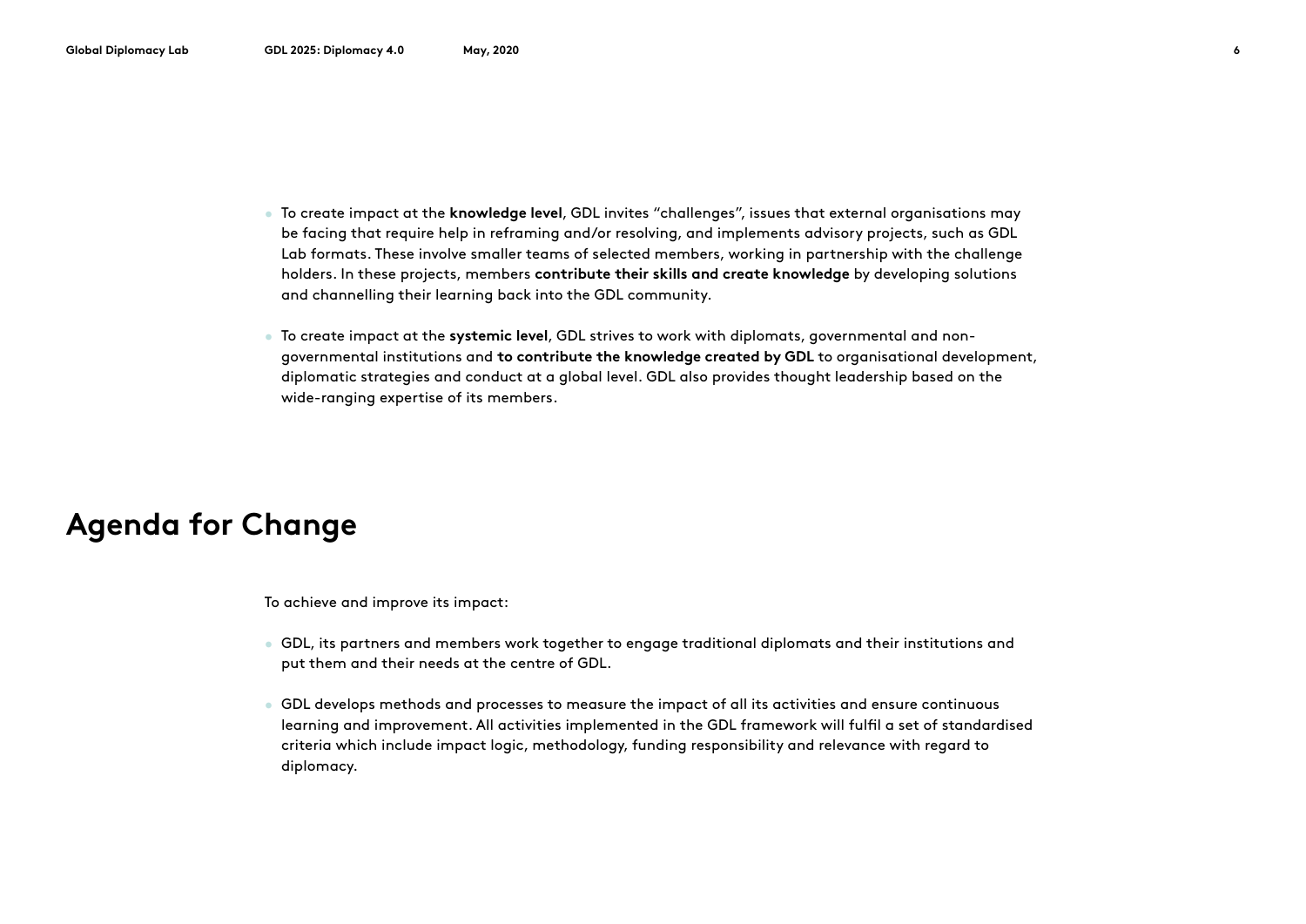- To create impact at the **knowledge level**, GDL invites "challenges", issues that external organisations may be facing that require help in reframing and/or resolving, and implements advisory projects, such as GDL Lab formats. These involve smaller teams of selected members, working in partnership with the challenge holders. In these projects, members **contribute their skills and create knowledge** by developing solutions and channelling their learning back into the GDL community.

- To create impact at the **systemic level**, GDL strives to work with diplomats, governmental and non-governmental institutions and **to contribute the knowledge created by GDL** to organisational development, diplomatic strategies and conduct at a global level. GDL also provides thought leadership based on the wide-ranging expertise of its members.

# Agenda for Change

To achieve and improve its impact:

- GDL, its partners and members work together to engage traditional diplomats and their institutions and put them and their needs at the centre of GDL.

- GDL develops methods and processes to measure the impact of all its activities and ensure continuous learning and improvement. All activities implemented in the GDL framework will fulfil a set of standardised criteria which include impact logic, methodology, funding responsibility and relevance with regard to diplomacy.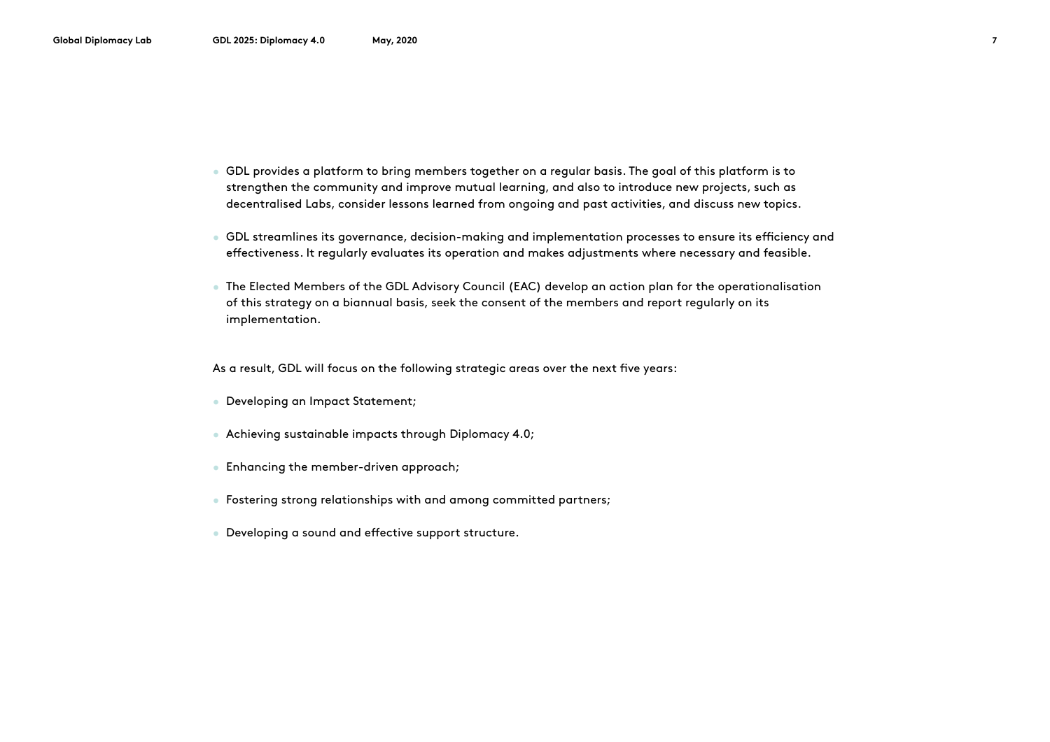- GDL provides a platform to bring members together on a regular basis. The goal of this platform is to strengthen the community and improve mutual learning, and also to introduce new projects, such as decentralised Labs, consider lessons learned from ongoing and past activities, and discuss new topics.
- GDL streamlines its governance, decision-making and implementation processes to ensure its efficiency and effectiveness. It regularly evaluates its operation and makes adjustments where necessary and feasible.
- The Elected Members of the GDL Advisory Council (EAC) develop an action plan for the operationalisation of this strategy on a biannual basis, seek the consent of the members and report regularly on its implementation.

As a result, GDL will focus on the following strategic areas over the next five years:

- Developing an Impact Statement;
- Achieving sustainable impacts through Diplomacy 4.0;
- Enhancing the member-driven approach;
- Fostering strong relationships with and among committed partners;
- Developing a sound and effective support structure.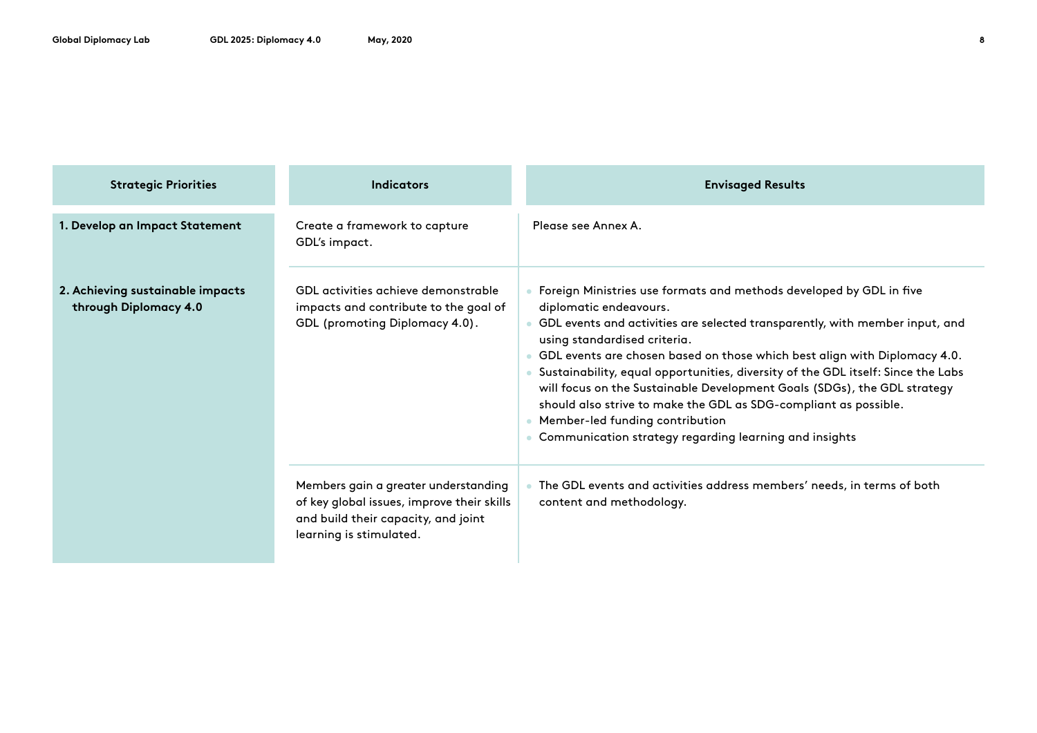| Strategic Priorities | Indicators | Envisaged Results |
|---|---|---|
| **1. Develop an Impact Statement** | Create a framework to capture GDL's impact. | Please see Annex A. |
| **2. Achieving sustainable impacts through Diplomacy 4.0** | GDL activities achieve demonstrable impacts and contribute to the goal of GDL (promoting Diplomacy 4.0). | • Foreign Ministries use formats and methods developed by GDL in five diplomatic endeavours.<br>• GDL events and activities are selected transparently, with member input, and using standardised criteria.<br>• GDL events are chosen based on those which best align with Diplomacy 4.0.<br>• Sustainability, equal opportunities, diversity of the GDL itself: Since the Labs will focus on the Sustainable Development Goals (SDGs), the GDL strategy should also strive to make the GDL as SDG-compliant as possible.<br>• Member-led funding contribution<br>• Communication strategy regarding learning and insights |
| | Members gain a greater understanding of key global issues, improve their skills and build their capacity, and joint learning is stimulated. | • The GDL events and activities address members' needs, in terms of both content and methodology. |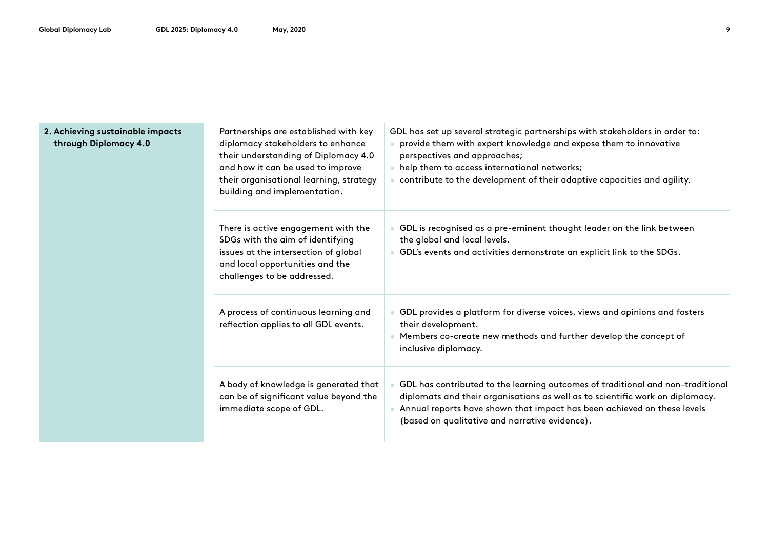| | | |
|---|---|---|
| **2. Achieving sustainable impacts through Diplomacy 4.0** | Partnerships are established with key diplomacy stakeholders to enhance their understanding of Diplomacy 4.0 and how it can be used to improve their organisational learning, strategy building and implementation. | GDL has set up several strategic partnerships with stakeholders in order to:<br>• provide them with expert knowledge and expose them to innovative perspectives and approaches;<br>• help them to access international networks;<br>• contribute to the development of their adaptive capacities and agility. |
| | There is active engagement with the SDGs with the aim of identifying issues at the intersection of global and local opportunities and the challenges to be addressed. | • GDL is recognised as a pre-eminent thought leader on the link between the global and local levels.<br>• GDL's events and activities demonstrate an explicit link to the SDGs. |
| | A process of continuous learning and reflection applies to all GDL events. | • GDL provides a platform for diverse voices, views and opinions and fosters their development.<br>• Members co-create new methods and further develop the concept of inclusive diplomacy. |
| | A body of knowledge is generated that can be of significant value beyond the immediate scope of GDL. | • GDL has contributed to the learning outcomes of traditional and non-traditional diplomats and their organisations as well as to scientific work on diplomacy.<br>• Annual reports have shown that impact has been achieved on these levels (based on qualitative and narrative evidence). |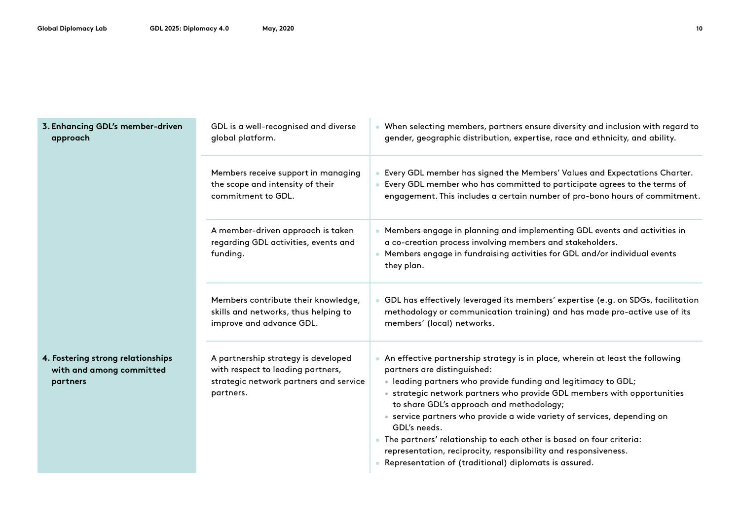| | | |
|---|---|---|
| **3. Enhancing GDL's member-driven approach** | GDL is a well-recognised and diverse global platform. | • When selecting members, partners ensure diversity and inclusion with regard to gender, geographic distribution, expertise, race and ethnicity, and ability. |
| | Members receive support in managing the scope and intensity of their commitment to GDL. | • Every GDL member has signed the Members' Values and Expectations Charter.<br>• Every GDL member who has committed to participate agrees to the terms of engagement. This includes a certain number of pro-bono hours of commitment. |
| | A member-driven approach is taken regarding GDL activities, events and funding. | • Members engage in planning and implementing GDL events and activities in a co-creation process involving members and stakeholders.<br>• Members engage in fundraising activities for GDL and/or individual events they plan. |
| | Members contribute their knowledge, skills and networks, thus helping to improve and advance GDL. | • GDL has effectively leveraged its members' expertise (e.g. on SDGs, facilitation methodology or communication training) and has made pro-active use of its members' (local) networks. |
| **4. Fostering strong relationships with and among committed partners** | A partnership strategy is developed with respect to leading partners, strategic network partners and service partners. | • An effective partnership strategy is in place, wherein at least the following partners are distinguished:<br>&nbsp;&nbsp;• leading partners who provide funding and legitimacy to GDL;<br>&nbsp;&nbsp;• strategic network partners who provide GDL members with opportunities to share GDL's approach and methodology;<br>&nbsp;&nbsp;• service partners who provide a wide variety of services, depending on GDL's needs.<br>• The partners' relationship to each other is based on four criteria: representation, reciprocity, responsibility and responsiveness.<br>• Representation of (traditional) diplomats is assured. |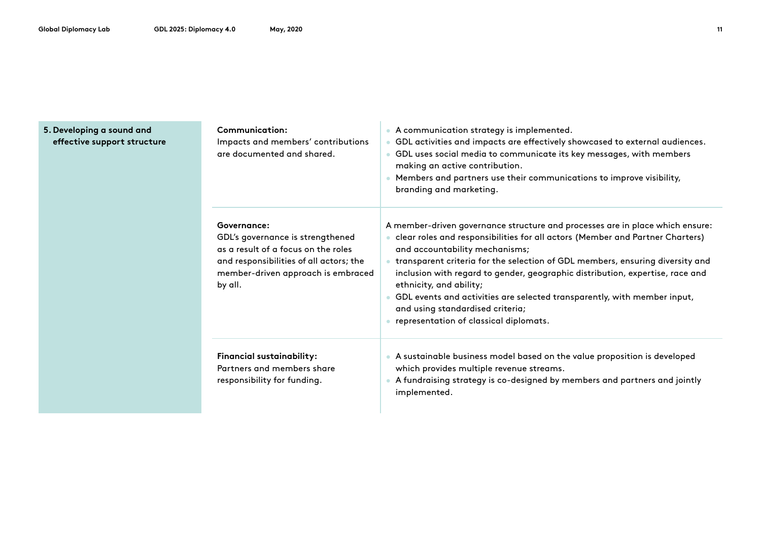| | | |
|---|---|---|
| **5. Developing a sound and effective support structure** | **Communication:** Impacts and members' contributions are documented and shared. | • A communication strategy is implemented.<br>• GDL activities and impacts are effectively showcased to external audiences.<br>• GDL uses social media to communicate its key messages, with members making an active contribution.<br>• Members and partners use their communications to improve visibility, branding and marketing. |
| | **Governance:** GDL's governance is strengthened as a result of a focus on the roles and responsibilities of all actors; the member-driven approach is embraced by all. | A member-driven governance structure and processes are in place which ensure:<br>• clear roles and responsibilities for all actors (Member and Partner Charters) and accountability mechanisms;<br>• transparent criteria for the selection of GDL members, ensuring diversity and inclusion with regard to gender, geographic distribution, expertise, race and ethnicity, and ability;<br>• GDL events and activities are selected transparently, with member input, and using standardised criteria;<br>• representation of classical diplomats. |
| | **Financial sustainability:** Partners and members share responsibility for funding. | • A sustainable business model based on the value proposition is developed which provides multiple revenue streams.<br>• A fundraising strategy is co-designed by members and partners and jointly implemented. |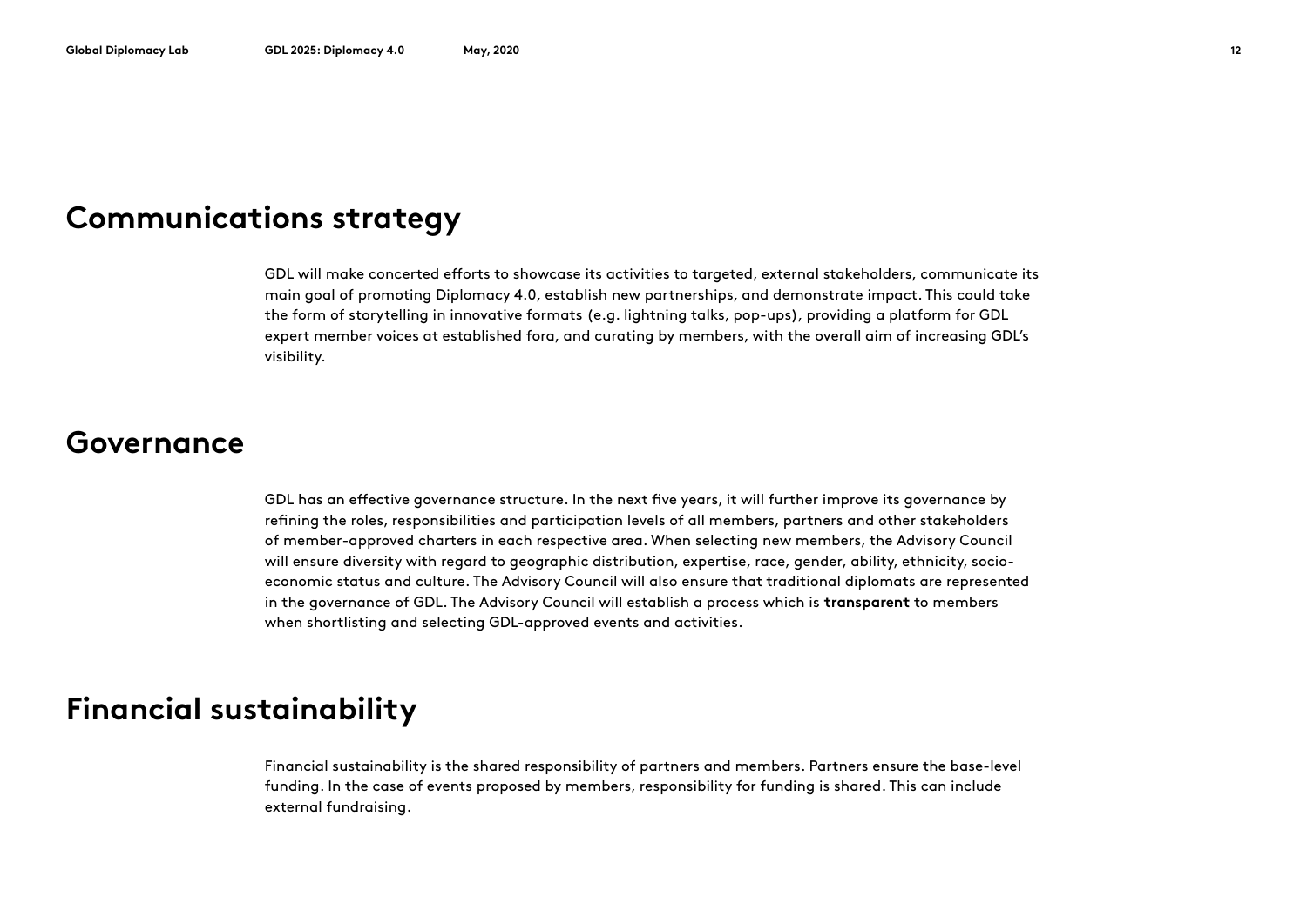## Communications strategy

GDL will make concerted efforts to showcase its activities to targeted, external stakeholders, communicate its main goal of promoting Diplomacy 4.0, establish new partnerships, and demonstrate impact. This could take the form of storytelling in innovative formats (e.g. lightning talks, pop-ups), providing a platform for GDL expert member voices at established fora, and curating by members, with the overall aim of increasing GDL's visibility.

## Governance

GDL has an effective governance structure. In the next five years, it will further improve its governance by refining the roles, responsibilities and participation levels of all members, partners and other stakeholders of member-approved charters in each respective area. When selecting new members, the Advisory Council will ensure diversity with regard to geographic distribution, expertise, race, gender, ability, ethnicity, socio-economic status and culture. The Advisory Council will also ensure that traditional diplomats are represented in the governance of GDL. The Advisory Council will establish a process which is **transparent** to members when shortlisting and selecting GDL-approved events and activities.

## Financial sustainability

Financial sustainability is the shared responsibility of partners and members. Partners ensure the base-level funding. In the case of events proposed by members, responsibility for funding is shared. This can include external fundraising.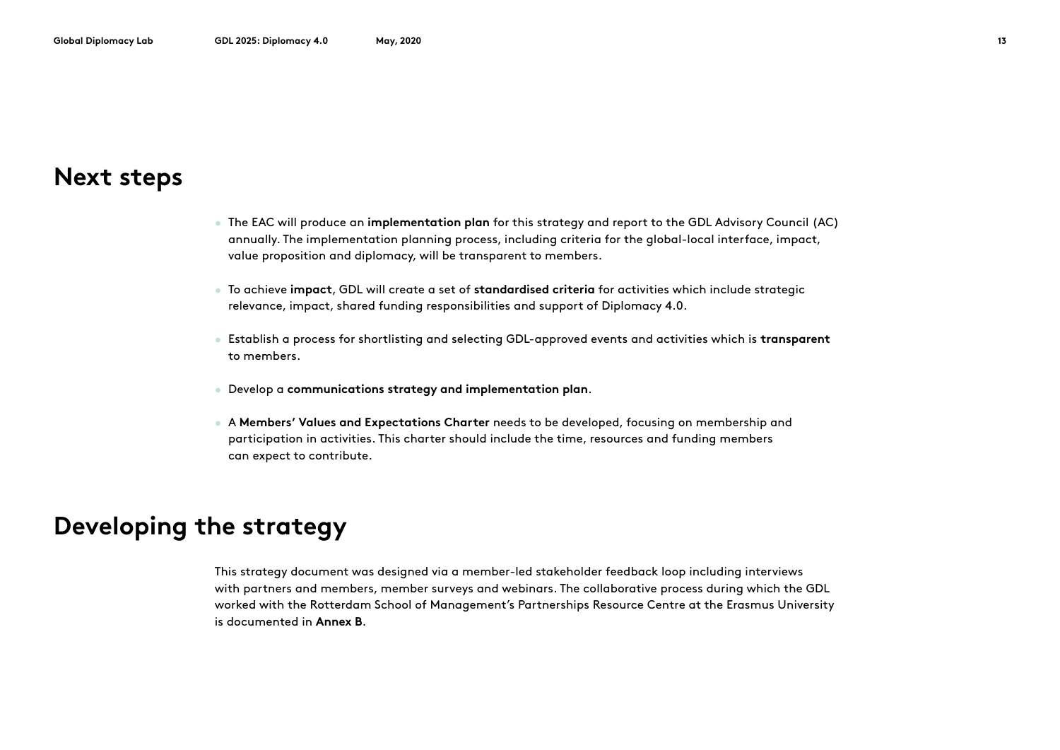## Next steps

- The EAC will produce an **implementation plan** for this strategy and report to the GDL Advisory Council (AC) annually. The implementation planning process, including criteria for the global-local interface, impact, value proposition and diplomacy, will be transparent to members.
- To achieve **impact**, GDL will create a set of **standardised criteria** for activities which include strategic relevance, impact, shared funding responsibilities and support of Diplomacy 4.0.
- Establish a process for shortlisting and selecting GDL-approved events and activities which is **transparent** to members.
- Develop a **communications strategy and implementation plan**.
- A **Members' Values and Expectations Charter** needs to be developed, focusing on membership and participation in activities. This charter should include the time, resources and funding members can expect to contribute.

## Developing the strategy

This strategy document was designed via a member-led stakeholder feedback loop including interviews with partners and members, member surveys and webinars. The collaborative process during which the GDL worked with the Rotterdam School of Management's Partnerships Resource Centre at the Erasmus University is documented in **Annex B**.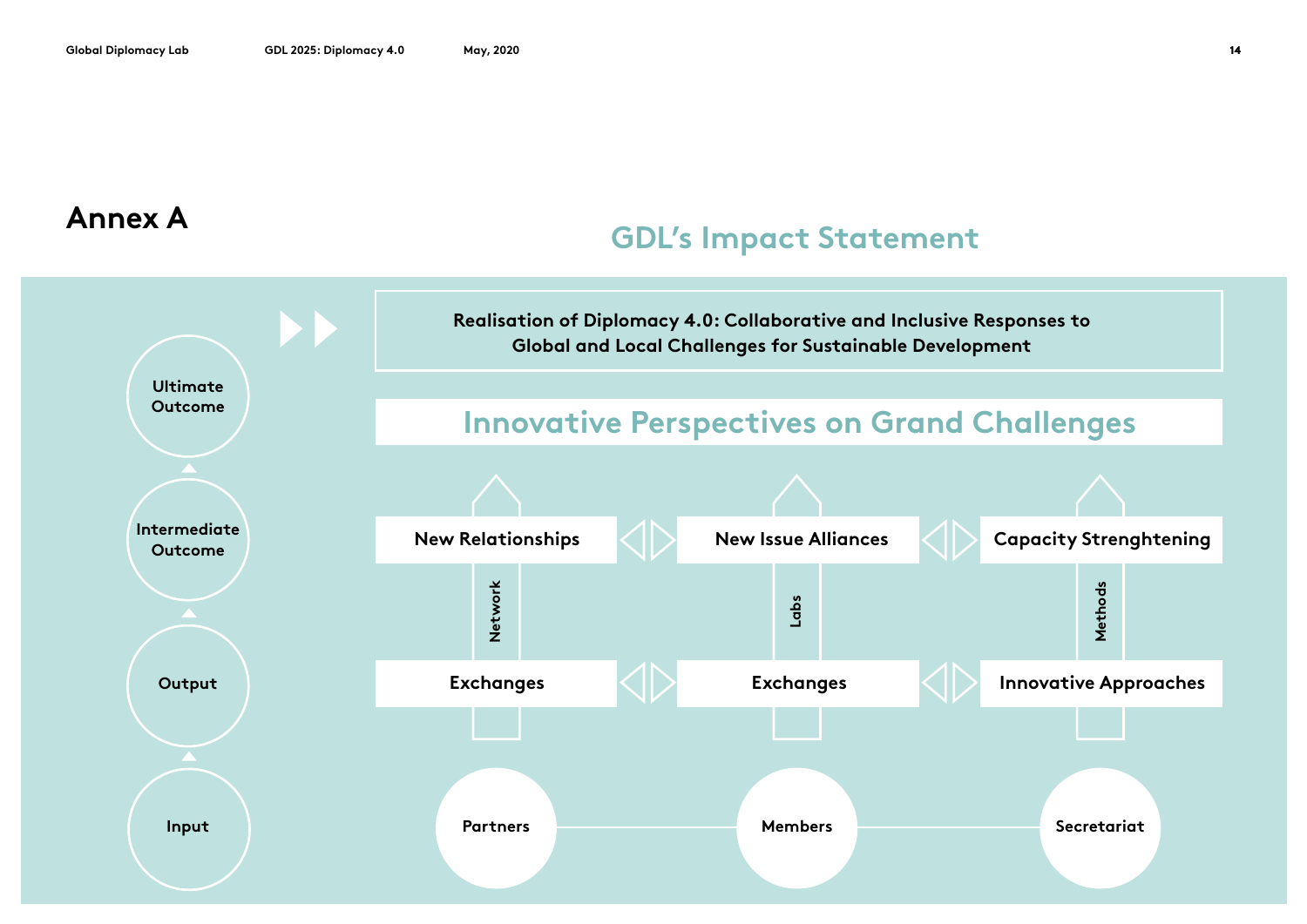# Annex A

## GDL's Impact Statement

**Ultimate Outcome**

Realisation of Diplomacy 4.0: Collaborative and Inclusive Responses to Global and Local Challenges for Sustainable Development

Innovative Perspectives on Grand Challenges

**Intermediate Outcome**

New Relationships — New Issue Alliances — Capacity Strenghtening

Network — Labs — Methods

**Output**

Exchanges — Exchanges — Innovative Approaches

**Input**

Partners — Members — Secretariat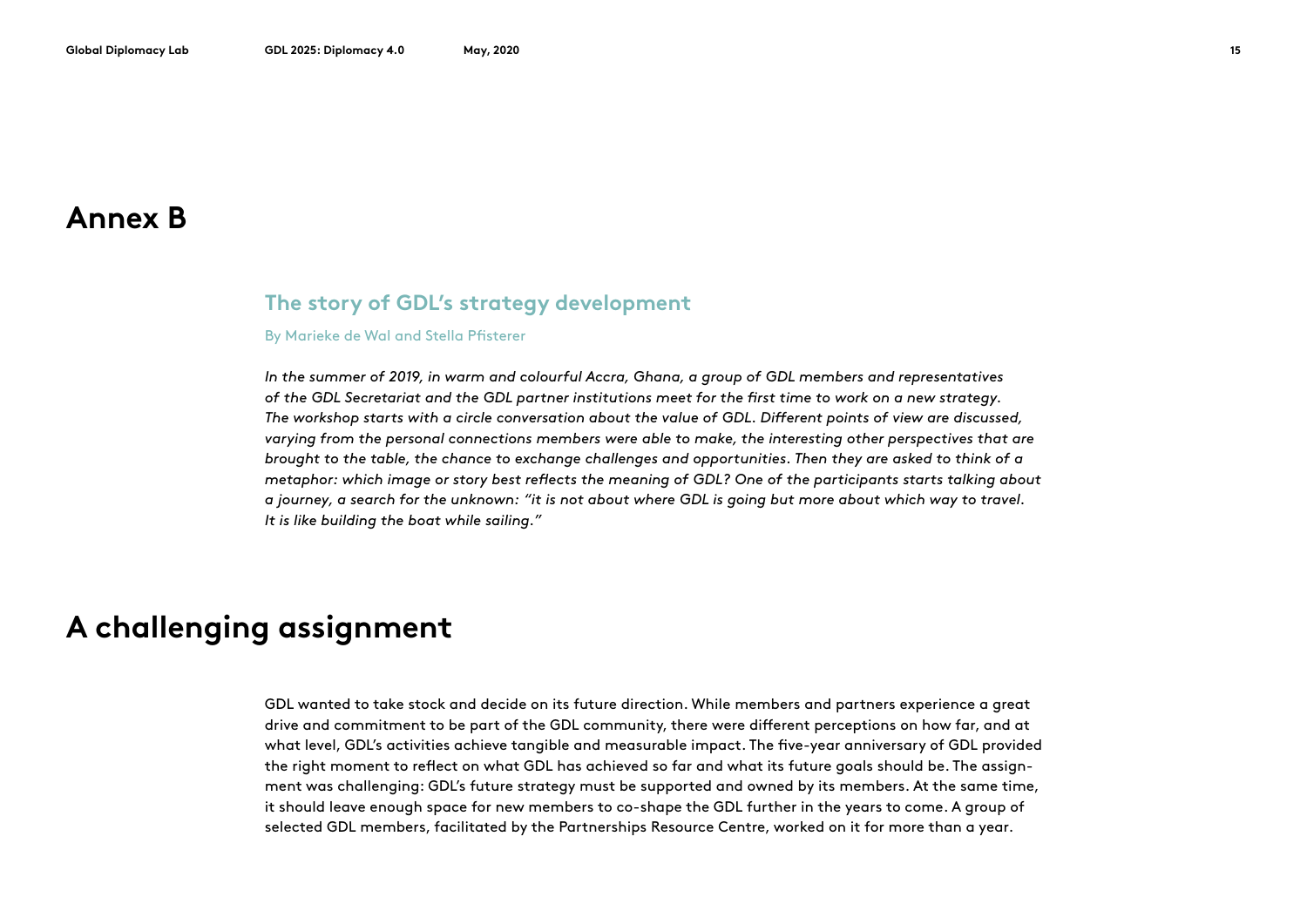# Annex B

### The story of GDL's strategy development

By Marieke de Wal and Stella Pfisterer

*In the summer of 2019, in warm and colourful Accra, Ghana, a group of GDL members and representatives of the GDL Secretariat and the GDL partner institutions meet for the first time to work on a new strategy. The workshop starts with a circle conversation about the value of GDL. Different points of view are discussed, varying from the personal connections members were able to make, the interesting other perspectives that are brought to the table, the chance to exchange challenges and opportunities. Then they are asked to think of a metaphor: which image or story best reflects the meaning of GDL? One of the participants starts talking about a journey, a search for the unknown: "it is not about where GDL is going but more about which way to travel. It is like building the boat while sailing."*

# A challenging assignment

GDL wanted to take stock and decide on its future direction. While members and partners experience a great drive and commitment to be part of the GDL community, there were different perceptions on how far, and at what level, GDL's activities achieve tangible and measurable impact. The five-year anniversary of GDL provided the right moment to reflect on what GDL has achieved so far and what its future goals should be. The assignment was challenging: GDL's future strategy must be supported and owned by its members. At the same time, it should leave enough space for new members to co-shape the GDL further in the years to come. A group of selected GDL members, facilitated by the Partnerships Resource Centre, worked on it for more than a year.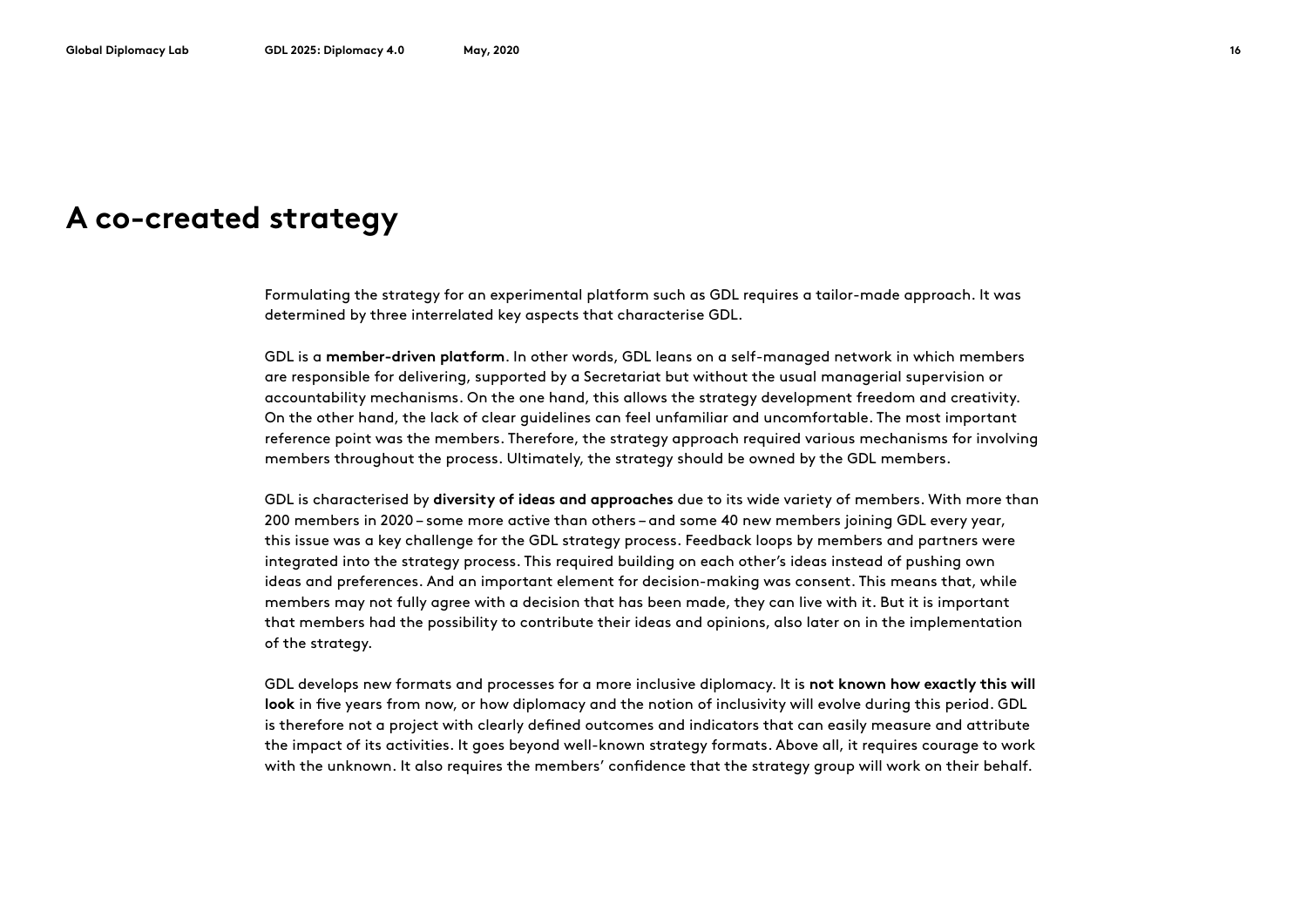# A co-created strategy

Formulating the strategy for an experimental platform such as GDL requires a tailor-made approach. It was determined by three interrelated key aspects that characterise GDL.

GDL is a **member-driven platform**. In other words, GDL leans on a self-managed network in which members are responsible for delivering, supported by a Secretariat but without the usual managerial supervision or accountability mechanisms. On the one hand, this allows the strategy development freedom and creativity. On the other hand, the lack of clear guidelines can feel unfamiliar and uncomfortable. The most important reference point was the members. Therefore, the strategy approach required various mechanisms for involving members throughout the process. Ultimately, the strategy should be owned by the GDL members.

GDL is characterised by **diversity of ideas and approaches** due to its wide variety of members. With more than 200 members in 2020 – some more active than others – and some 40 new members joining GDL every year, this issue was a key challenge for the GDL strategy process. Feedback loops by members and partners were integrated into the strategy process. This required building on each other's ideas instead of pushing own ideas and preferences. And an important element for decision-making was consent. This means that, while members may not fully agree with a decision that has been made, they can live with it. But it is important that members had the possibility to contribute their ideas and opinions, also later on in the implementation of the strategy.

GDL develops new formats and processes for a more inclusive diplomacy. It is **not known how exactly this will look** in five years from now, or how diplomacy and the notion of inclusivity will evolve during this period. GDL is therefore not a project with clearly defined outcomes and indicators that can easily measure and attribute the impact of its activities. It goes beyond well-known strategy formats. Above all, it requires courage to work with the unknown. It also requires the members' confidence that the strategy group will work on their behalf.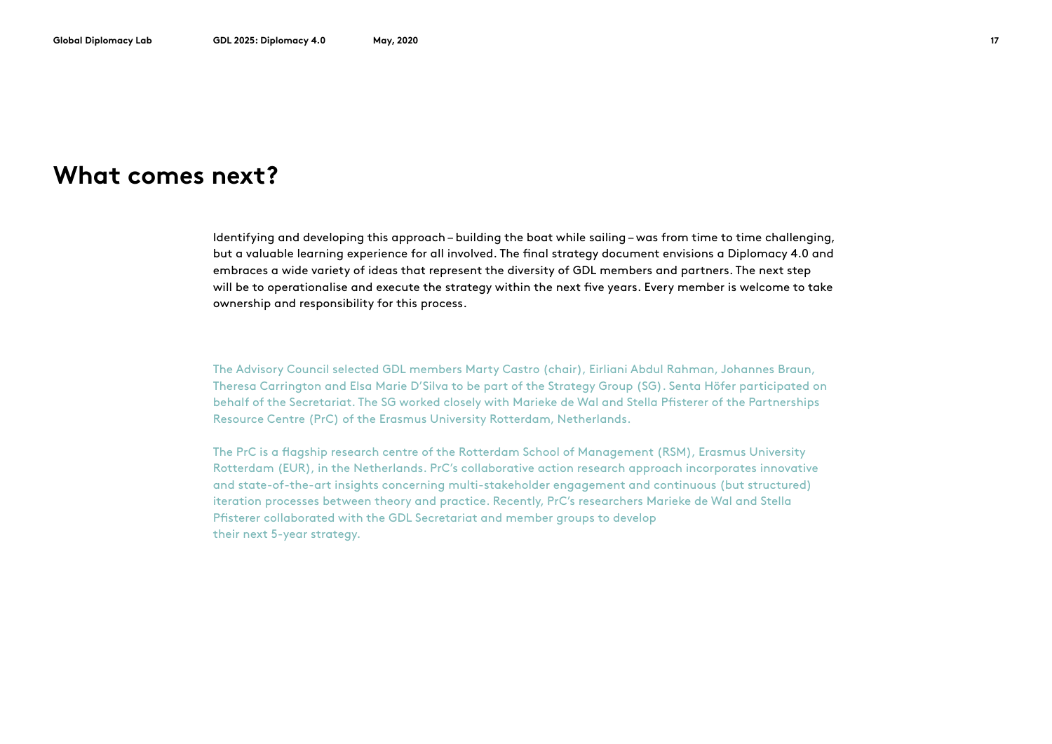# What comes next?

Identifying and developing this approach – building the boat while sailing – was from time to time challenging, but a valuable learning experience for all involved. The final strategy document envisions a Diplomacy 4.0 and embraces a wide variety of ideas that represent the diversity of GDL members and partners. The next step will be to operationalise and execute the strategy within the next five years. Every member is welcome to take ownership and responsibility for this process.

The Advisory Council selected GDL members Marty Castro (chair), Eirliani Abdul Rahman, Johannes Braun, Theresa Carrington and Elsa Marie D'Silva to be part of the Strategy Group (SG). Senta Höfer participated on behalf of the Secretariat. The SG worked closely with Marieke de Wal and Stella Pfisterer of the Partnerships Resource Centre (PrC) of the Erasmus University Rotterdam, Netherlands.

The PrC is a flagship research centre of the Rotterdam School of Management (RSM), Erasmus University Rotterdam (EUR), in the Netherlands. PrC's collaborative action research approach incorporates innovative and state-of-the-art insights concerning multi-stakeholder engagement and continuous (but structured) iteration processes between theory and practice. Recently, PrC's researchers Marieke de Wal and Stella Pfisterer collaborated with the GDL Secretariat and member groups to develop their next 5-year strategy.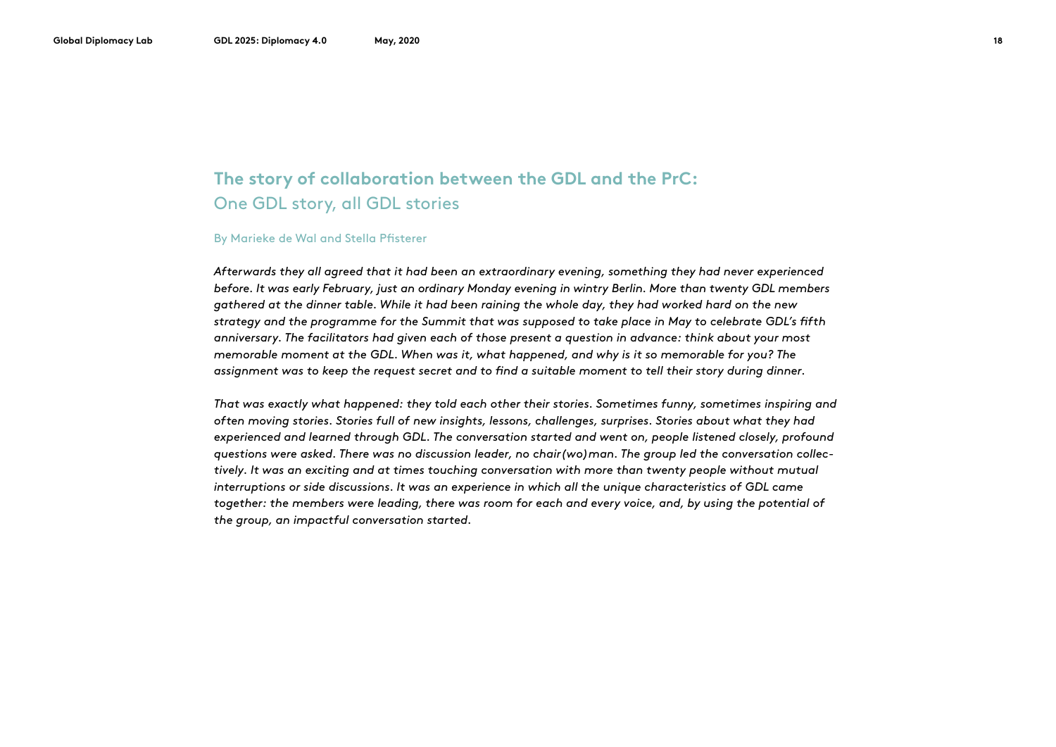## The story of collaboration between the GDL and the PrC:
One GDL story, all GDL stories

By Marieke de Wal and Stella Pfisterer

*Afterwards they all agreed that it had been an extraordinary evening, something they had never experienced before. It was early February, just an ordinary Monday evening in wintry Berlin. More than twenty GDL members gathered at the dinner table. While it had been raining the whole day, they had worked hard on the new strategy and the programme for the Summit that was supposed to take place in May to celebrate GDL's fifth anniversary. The facilitators had given each of those present a question in advance: think about your most memorable moment at the GDL. When was it, what happened, and why is it so memorable for you? The assignment was to keep the request secret and to find a suitable moment to tell their story during dinner.*

*That was exactly what happened: they told each other their stories. Sometimes funny, sometimes inspiring and often moving stories. Stories full of new insights, lessons, challenges, surprises. Stories about what they had experienced and learned through GDL. The conversation started and went on, people listened closely, profound questions were asked. There was no discussion leader, no chair(wo)man. The group led the conversation collectively. It was an exciting and at times touching conversation with more than twenty people without mutual interruptions or side discussions. It was an experience in which all the unique characteristics of GDL came together: the members were leading, there was room for each and every voice, and, by using the potential of the group, an impactful conversation started.*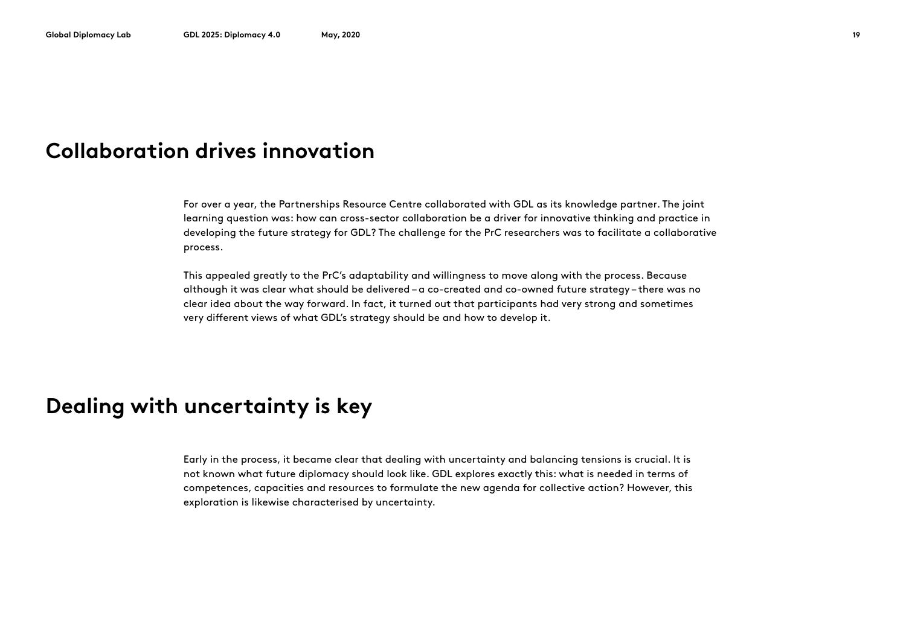## Collaboration drives innovation

For over a year, the Partnerships Resource Centre collaborated with GDL as its knowledge partner. The joint learning question was: how can cross-sector collaboration be a driver for innovative thinking and practice in developing the future strategy for GDL? The challenge for the PrC researchers was to facilitate a collaborative process.

This appealed greatly to the PrC's adaptability and willingness to move along with the process. Because although it was clear what should be delivered – a co-created and co-owned future strategy – there was no clear idea about the way forward. In fact, it turned out that participants had very strong and sometimes very different views of what GDL's strategy should be and how to develop it.

## Dealing with uncertainty is key

Early in the process, it became clear that dealing with uncertainty and balancing tensions is crucial. It is not known what future diplomacy should look like. GDL explores exactly this: what is needed in terms of competences, capacities and resources to formulate the new agenda for collective action? However, this exploration is likewise characterised by uncertainty.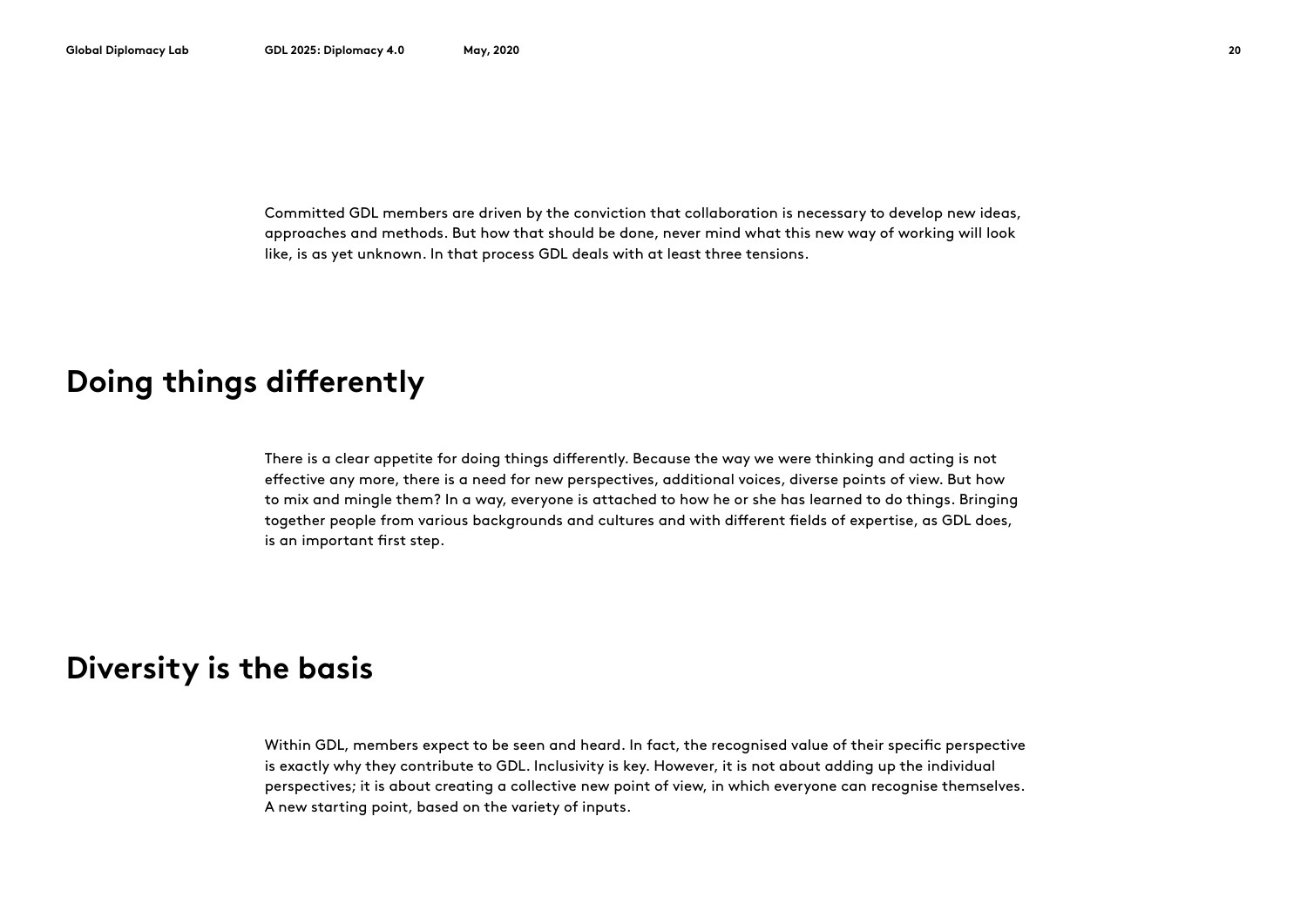Committed GDL members are driven by the conviction that collaboration is necessary to develop new ideas, approaches and methods. But how that should be done, never mind what this new way of working will look like, is as yet unknown. In that process GDL deals with at least three tensions.

## Doing things differently

There is a clear appetite for doing things differently. Because the way we were thinking and acting is not effective any more, there is a need for new perspectives, additional voices, diverse points of view. But how to mix and mingle them? In a way, everyone is attached to how he or she has learned to do things. Bringing together people from various backgrounds and cultures and with different fields of expertise, as GDL does, is an important first step.

## Diversity is the basis

Within GDL, members expect to be seen and heard. In fact, the recognised value of their specific perspective is exactly why they contribute to GDL. Inclusivity is key. However, it is not about adding up the individual perspectives; it is about creating a collective new point of view, in which everyone can recognise themselves. A new starting point, based on the variety of inputs.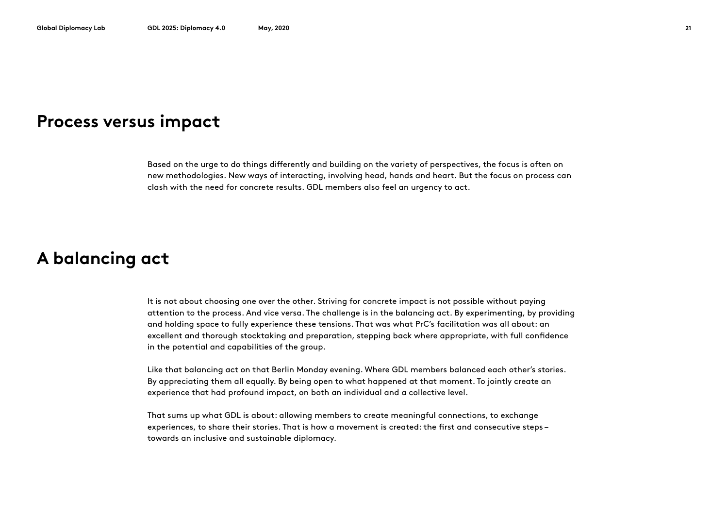## Process versus impact

Based on the urge to do things differently and building on the variety of perspectives, the focus is often on new methodologies. New ways of interacting, involving head, hands and heart. But the focus on process can clash with the need for concrete results. GDL members also feel an urgency to act.

## A balancing act

It is not about choosing one over the other. Striving for concrete impact is not possible without paying attention to the process. And vice versa. The challenge is in the balancing act. By experimenting, by providing and holding space to fully experience these tensions. That was what PrC's facilitation was all about: an excellent and thorough stocktaking and preparation, stepping back where appropriate, with full confidence in the potential and capabilities of the group.

Like that balancing act on that Berlin Monday evening. Where GDL members balanced each other's stories. By appreciating them all equally. By being open to what happened at that moment. To jointly create an experience that had profound impact, on both an individual and a collective level.

That sums up what GDL is about: allowing members to create meaningful connections, to exchange experiences, to share their stories. That is how a movement is created: the first and consecutive steps – towards an inclusive and sustainable diplomacy.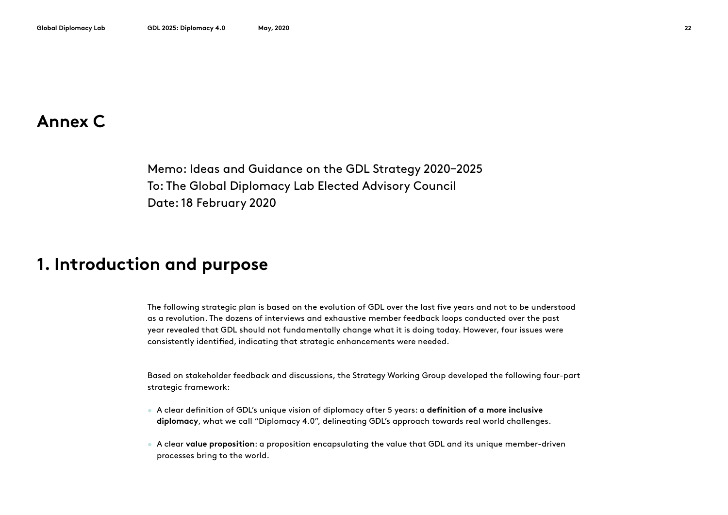# Annex C

Memo: Ideas and Guidance on the GDL Strategy 2020–2025
To: The Global Diplomacy Lab Elected Advisory Council
Date: 18 February 2020

## 1. Introduction and purpose

The following strategic plan is based on the evolution of GDL over the last five years and not to be understood as a revolution. The dozens of interviews and exhaustive member feedback loops conducted over the past year revealed that GDL should not fundamentally change what it is doing today. However, four issues were consistently identified, indicating that strategic enhancements were needed.

Based on stakeholder feedback and discussions, the Strategy Working Group developed the following four-part strategic framework:

- A clear definition of GDL's unique vision of diplomacy after 5 years: a **definition of a more inclusive diplomacy**, what we call "Diplomacy 4.0", delineating GDL's approach towards real world challenges.
- A clear **value proposition**: a proposition encapsulating the value that GDL and its unique member-driven processes bring to the world.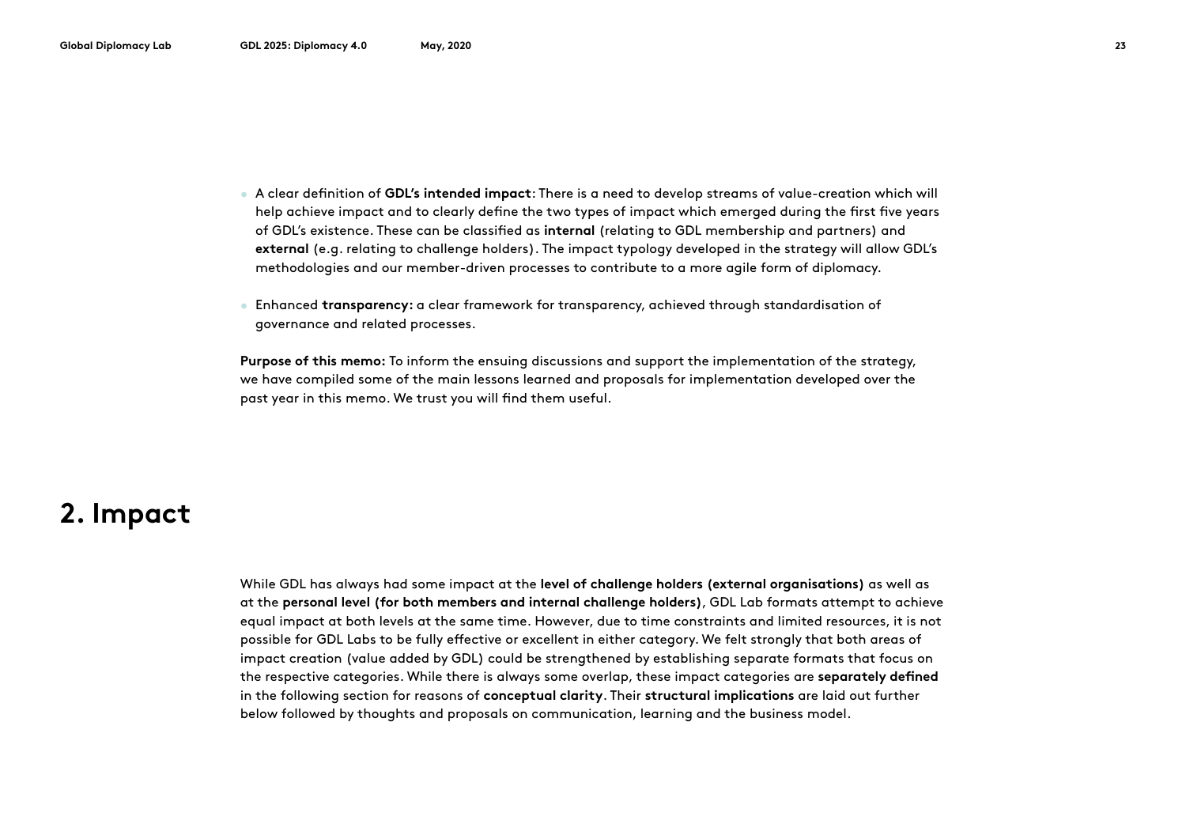- A clear definition of **GDL's intended impact**: There is a need to develop streams of value-creation which will help achieve impact and to clearly define the two types of impact which emerged during the first five years of GDL's existence. These can be classified as **internal** (relating to GDL membership and partners) and **external** (e.g. relating to challenge holders). The impact typology developed in the strategy will allow GDL's methodologies and our member-driven processes to contribute to a more agile form of diplomacy.

- Enhanced **transparency:** a clear framework for transparency, achieved through standardisation of governance and related processes.

**Purpose of this memo:** To inform the ensuing discussions and support the implementation of the strategy, we have compiled some of the main lessons learned and proposals for implementation developed over the past year in this memo. We trust you will find them useful.

# 2. Impact

While GDL has always had some impact at the **level of challenge holders (external organisations)** as well as at the **personal level (for both members and internal challenge holders)**, GDL Lab formats attempt to achieve equal impact at both levels at the same time. However, due to time constraints and limited resources, it is not possible for GDL Labs to be fully effective or excellent in either category. We felt strongly that both areas of impact creation (value added by GDL) could be strengthened by establishing separate formats that focus on the respective categories. While there is always some overlap, these impact categories are **separately defined** in the following section for reasons of **conceptual clarity**. Their **structural implications** are laid out further below followed by thoughts and proposals on communication, learning and the business model.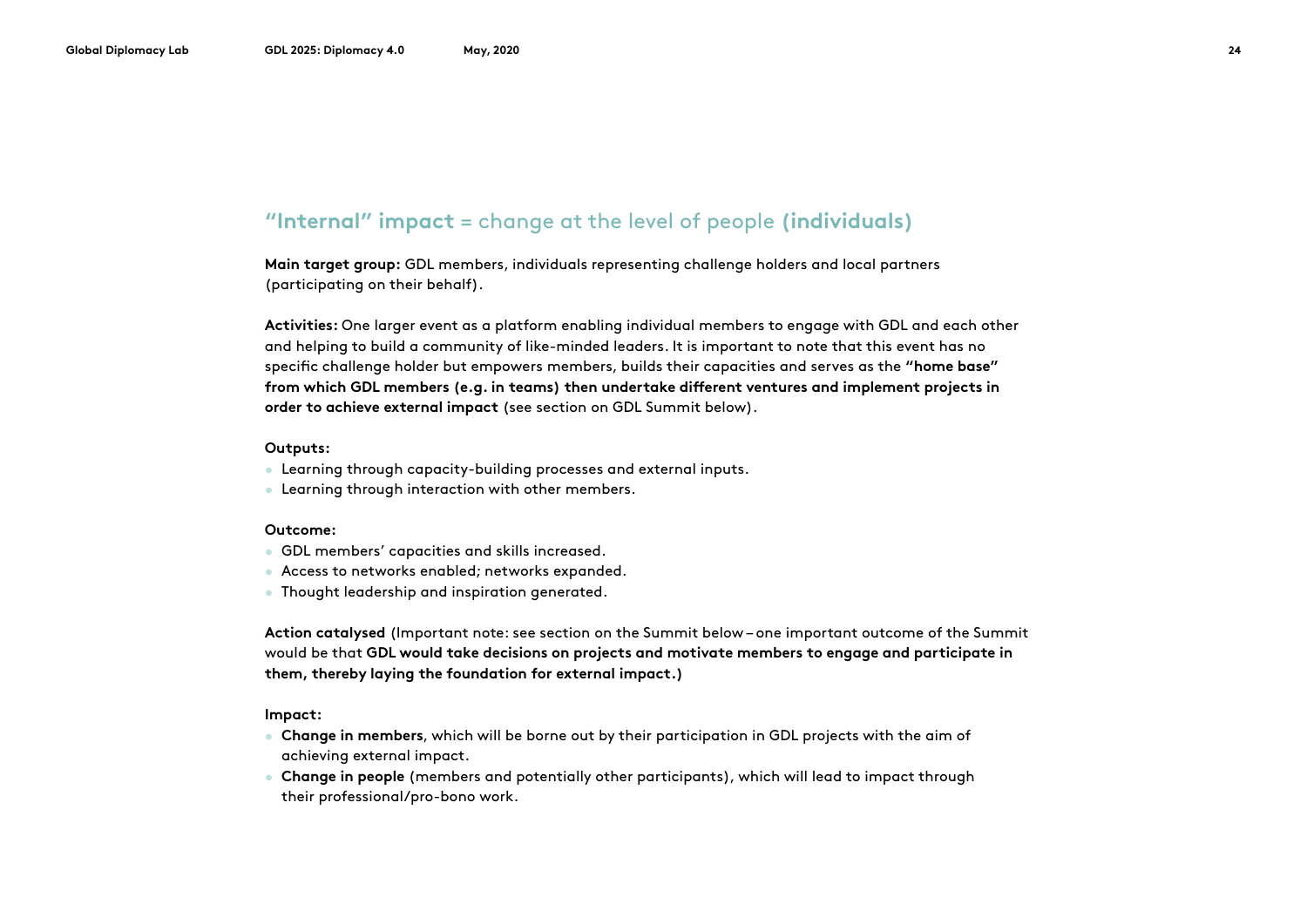## **“Internal” impact** = change at the level of people **(individuals)**

**Main target group:** GDL members, individuals representing challenge holders and local partners (participating on their behalf).

**Activities:** One larger event as a platform enabling individual members to engage with GDL and each other and helping to build a community of like-minded leaders. It is important to note that this event has no specific challenge holder but empowers members, builds their capacities and serves as the **“home base” from which GDL members (e.g. in teams) then undertake different ventures and implement projects in order to achieve external impact** (see section on GDL Summit below).

**Outputs:**

- Learning through capacity-building processes and external inputs.
- Learning through interaction with other members.

**Outcome:**

- GDL members’ capacities and skills increased.
- Access to networks enabled; networks expanded.
- Thought leadership and inspiration generated.

**Action catalysed** (Important note: see section on the Summit below – one important outcome of the Summit would be that **GDL would take decisions on projects and motivate members to engage and participate in them, thereby laying the foundation for external impact.)**

**Impact:**

- **Change in members**, which will be borne out by their participation in GDL projects with the aim of achieving external impact.
- **Change in people** (members and potentially other participants), which will lead to impact through their professional/pro-bono work.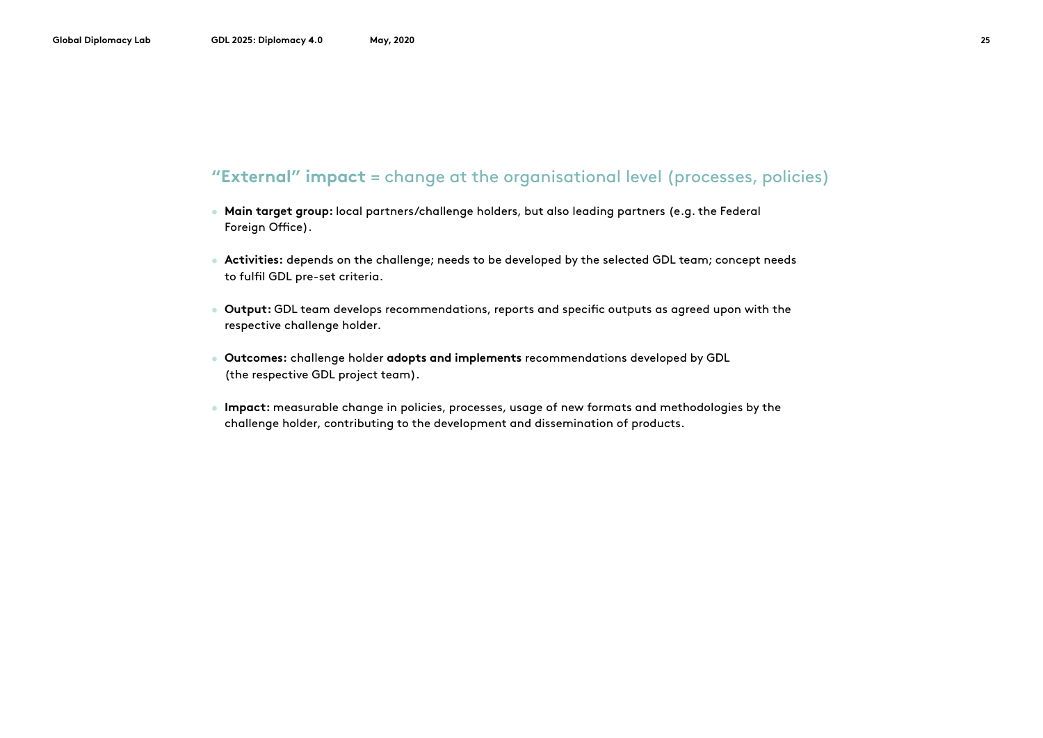## **“External” impact** = change at the organisational level (processes, policies)

- **Main target group:** local partners/challenge holders, but also leading partners (e.g. the Federal Foreign Office).
- **Activities:** depends on the challenge; needs to be developed by the selected GDL team; concept needs to fulfil GDL pre-set criteria.
- **Output:** GDL team develops recommendations, reports and specific outputs as agreed upon with the respective challenge holder.
- **Outcomes:** challenge holder **adopts and implements** recommendations developed by GDL (the respective GDL project team).
- **Impact:** measurable change in policies, processes, usage of new formats and methodologies by the challenge holder, contributing to the development and dissemination of products.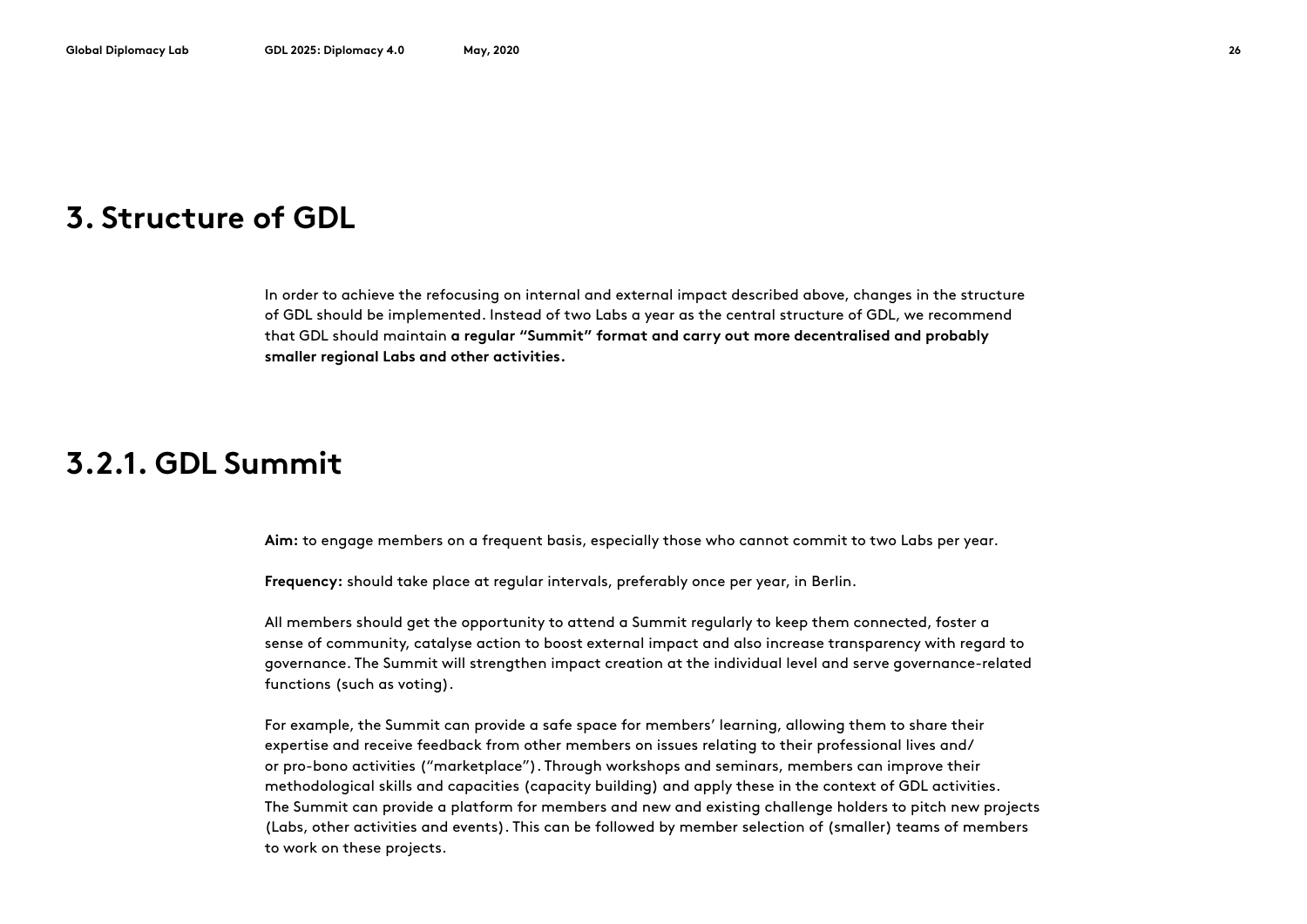# 3. Structure of GDL

In order to achieve the refocusing on internal and external impact described above, changes in the structure of GDL should be implemented. Instead of two Labs a year as the central structure of GDL, we recommend that GDL should maintain **a regular "Summit" format and carry out more decentralised and probably smaller regional Labs and other activities.**

# 3.2.1. GDL Summit

**Aim:** to engage members on a frequent basis, especially those who cannot commit to two Labs per year.

**Frequency:** should take place at regular intervals, preferably once per year, in Berlin.

All members should get the opportunity to attend a Summit regularly to keep them connected, foster a sense of community, catalyse action to boost external impact and also increase transparency with regard to governance. The Summit will strengthen impact creation at the individual level and serve governance-related functions (such as voting).

For example, the Summit can provide a safe space for members' learning, allowing them to share their expertise and receive feedback from other members on issues relating to their professional lives and/or pro-bono activities ("marketplace"). Through workshops and seminars, members can improve their methodological skills and capacities (capacity building) and apply these in the context of GDL activities. The Summit can provide a platform for members and new and existing challenge holders to pitch new projects (Labs, other activities and events). This can be followed by member selection of (smaller) teams of members to work on these projects.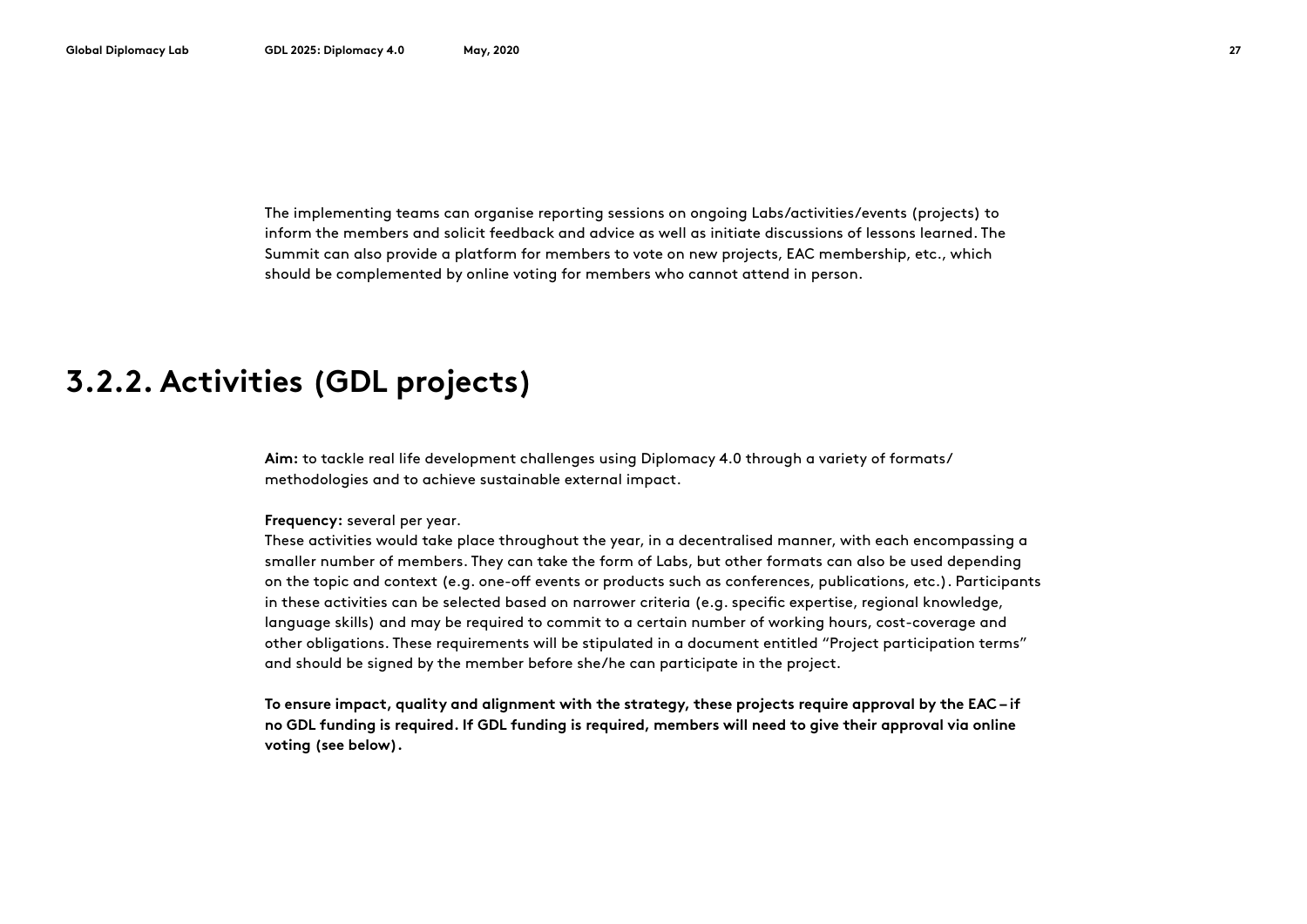The implementing teams can organise reporting sessions on ongoing Labs/activities/events (projects) to inform the members and solicit feedback and advice as well as initiate discussions of lessons learned. The Summit can also provide a platform for members to vote on new projects, EAC membership, etc., which should be complemented by online voting for members who cannot attend in person.

## 3.2.2. Activities (GDL projects)

**Aim:** to tackle real life development challenges using Diplomacy 4.0 through a variety of formats/ methodologies and to achieve sustainable external impact.

**Frequency:** several per year.
These activities would take place throughout the year, in a decentralised manner, with each encompassing a smaller number of members. They can take the form of Labs, but other formats can also be used depending on the topic and context (e.g. one-off events or products such as conferences, publications, etc.). Participants in these activities can be selected based on narrower criteria (e.g. specific expertise, regional knowledge, language skills) and may be required to commit to a certain number of working hours, cost-coverage and other obligations. These requirements will be stipulated in a document entitled "Project participation terms" and should be signed by the member before she/he can participate in the project.

**To ensure impact, quality and alignment with the strategy, these projects require approval by the EAC – if no GDL funding is required. If GDL funding is required, members will need to give their approval via online voting (see below).**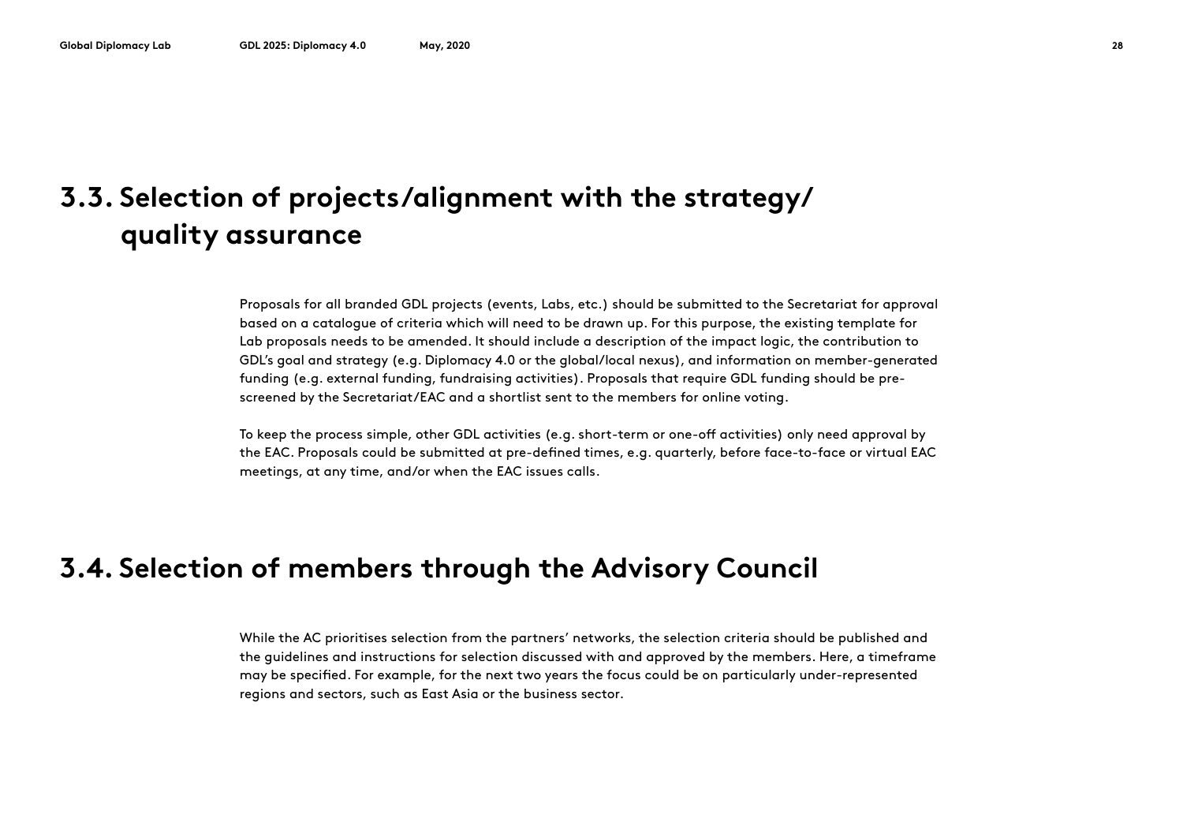## 3.3. Selection of projects/alignment with the strategy/ quality assurance

Proposals for all branded GDL projects (events, Labs, etc.) should be submitted to the Secretariat for approval based on a catalogue of criteria which will need to be drawn up. For this purpose, the existing template for Lab proposals needs to be amended. It should include a description of the impact logic, the contribution to GDL's goal and strategy (e.g. Diplomacy 4.0 or the global/local nexus), and information on member-generated funding (e.g. external funding, fundraising activities). Proposals that require GDL funding should be pre-screened by the Secretariat/EAC and a shortlist sent to the members for online voting.

To keep the process simple, other GDL activities (e.g. short-term or one-off activities) only need approval by the EAC. Proposals could be submitted at pre-defined times, e.g. quarterly, before face-to-face or virtual EAC meetings, at any time, and/or when the EAC issues calls.

## 3.4. Selection of members through the Advisory Council

While the AC prioritises selection from the partners' networks, the selection criteria should be published and the guidelines and instructions for selection discussed with and approved by the members. Here, a timeframe may be specified. For example, for the next two years the focus could be on particularly under-represented regions and sectors, such as East Asia or the business sector.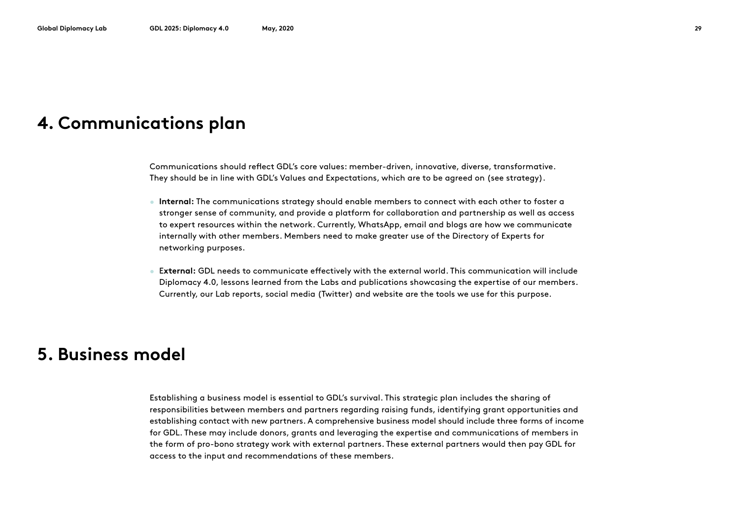# 4. Communications plan

Communications should reflect GDL's core values: member-driven, innovative, diverse, transformative. They should be in line with GDL's Values and Expectations, which are to be agreed on (see strategy).

- **Internal:** The communications strategy should enable members to connect with each other to foster a stronger sense of community, and provide a platform for collaboration and partnership as well as access to expert resources within the network. Currently, WhatsApp, email and blogs are how we communicate internally with other members. Members need to make greater use of the Directory of Experts for networking purposes.

- **External:** GDL needs to communicate effectively with the external world. This communication will include Diplomacy 4.0, lessons learned from the Labs and publications showcasing the expertise of our members. Currently, our Lab reports, social media (Twitter) and website are the tools we use for this purpose.

# 5. Business model

Establishing a business model is essential to GDL's survival. This strategic plan includes the sharing of responsibilities between members and partners regarding raising funds, identifying grant opportunities and establishing contact with new partners. A comprehensive business model should include three forms of income for GDL. These may include donors, grants and leveraging the expertise and communications of members in the form of pro-bono strategy work with external partners. These external partners would then pay GDL for access to the input and recommendations of these members.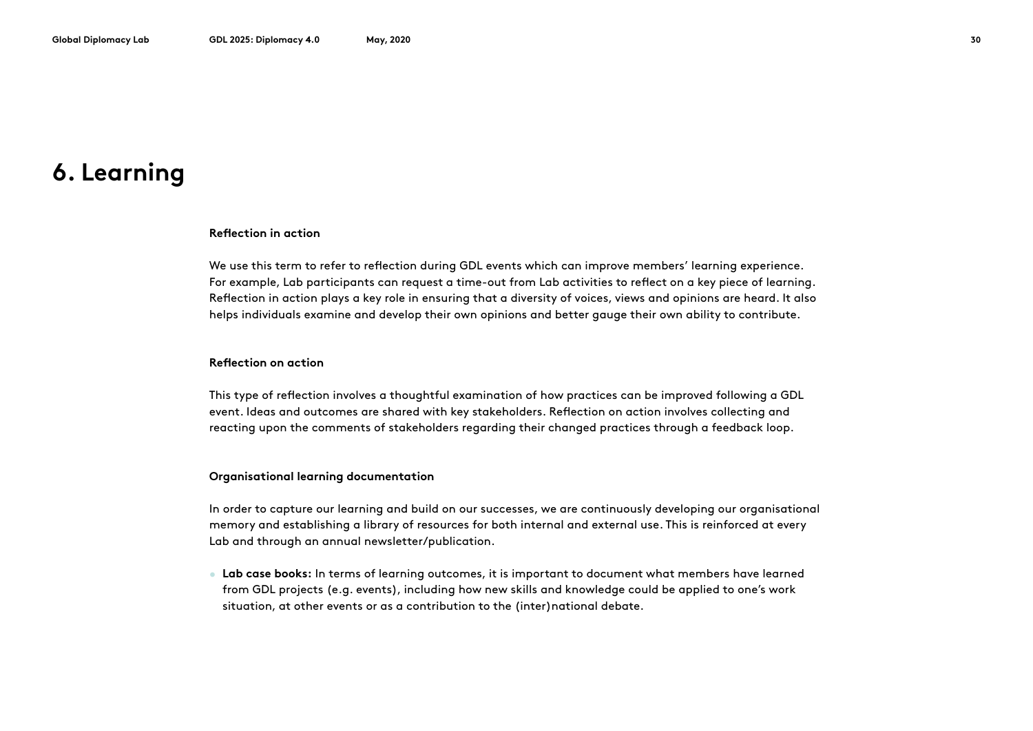# 6. Learning

**Reflection in action**

We use this term to refer to reflection during GDL events which can improve members' learning experience. For example, Lab participants can request a time-out from Lab activities to reflect on a key piece of learning. Reflection in action plays a key role in ensuring that a diversity of voices, views and opinions are heard. It also helps individuals examine and develop their own opinions and better gauge their own ability to contribute.

**Reflection on action**

This type of reflection involves a thoughtful examination of how practices can be improved following a GDL event. Ideas and outcomes are shared with key stakeholders. Reflection on action involves collecting and reacting upon the comments of stakeholders regarding their changed practices through a feedback loop.

**Organisational learning documentation**

In order to capture our learning and build on our successes, we are continuously developing our organisational memory and establishing a library of resources for both internal and external use. This is reinforced at every Lab and through an annual newsletter/publication.

- **Lab case books:** In terms of learning outcomes, it is important to document what members have learned from GDL projects (e.g. events), including how new skills and knowledge could be applied to one's work situation, at other events or as a contribution to the (inter)national debate.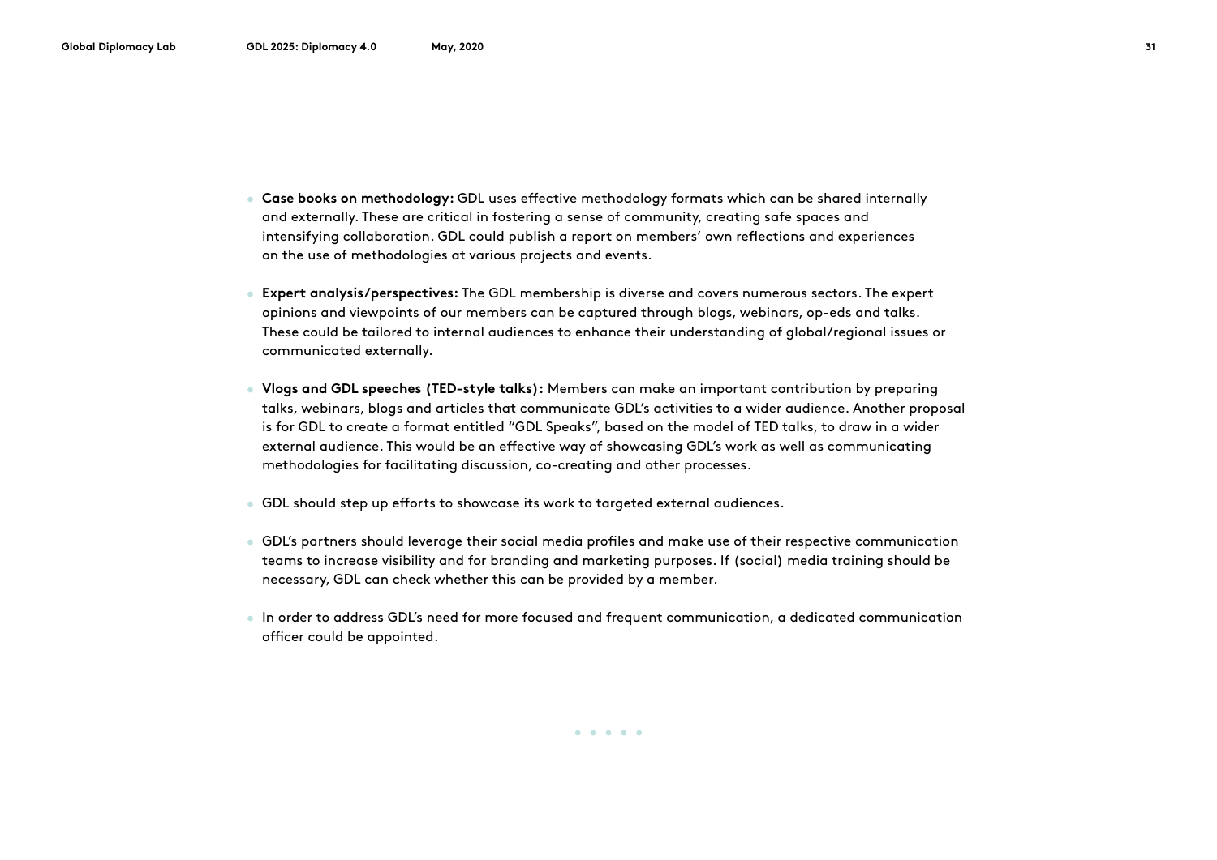- **Case books on methodology:** GDL uses effective methodology formats which can be shared internally and externally. These are critical in fostering a sense of community, creating safe spaces and intensifying collaboration. GDL could publish a report on members' own reflections and experiences on the use of methodologies at various projects and events.

- **Expert analysis/perspectives:** The GDL membership is diverse and covers numerous sectors. The expert opinions and viewpoints of our members can be captured through blogs, webinars, op-eds and talks. These could be tailored to internal audiences to enhance their understanding of global/regional issues or communicated externally.

- **Vlogs and GDL speeches (TED-style talks):** Members can make an important contribution by preparing talks, webinars, blogs and articles that communicate GDL's activities to a wider audience. Another proposal is for GDL to create a format entitled "GDL Speaks", based on the model of TED talks, to draw in a wider external audience. This would be an effective way of showcasing GDL's work as well as communicating methodologies for facilitating discussion, co-creating and other processes.

- GDL should step up efforts to showcase its work to targeted external audiences.

- GDL's partners should leverage their social media profiles and make use of their respective communication teams to increase visibility and for branding and marketing purposes. If (social) media training should be necessary, GDL can check whether this can be provided by a member.

- In order to address GDL's need for more focused and frequent communication, a dedicated communication officer could be appointed.